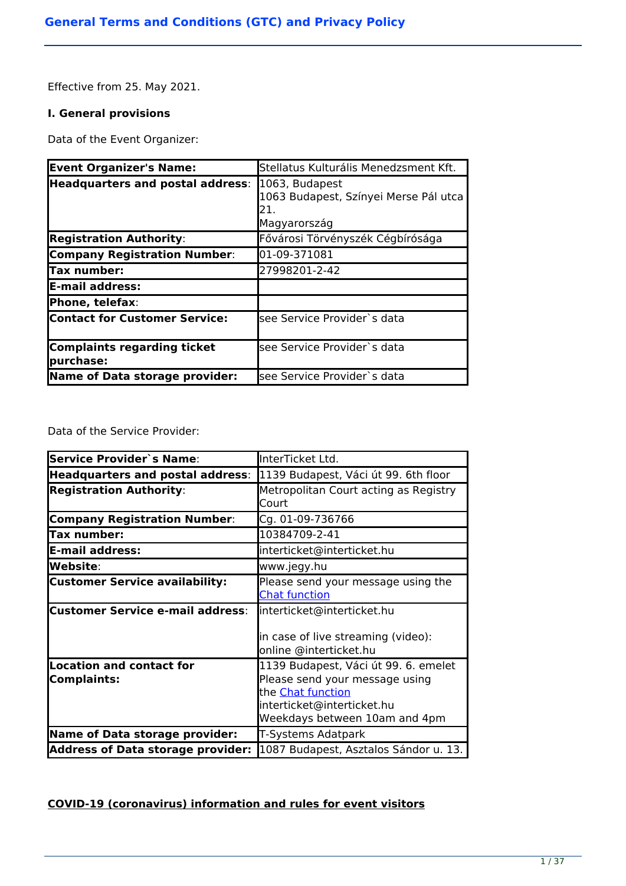# General Terms and Conditions (GTC) and Privacy Policy

Effective from 25. May 2021.

## I. General provisions

Data of the Event Organizer:

| **Event Organizer's Name:** | Stellatus Kulturális Menedzsment Kft. |
|---|---|
| **Headquarters and postal address**: | 1063, Budapest<br>1063 Budapest, Színyei Merse Pál utca 21.<br>Magyarország |
| **Registration Authority**: | Fővárosi Törvényszék Cégbírósága |
| **Company Registration Number**: | 01-09-371081 |
| **Tax number:** | 27998201-2-42 |
| **E-mail address:** | |
| **Phone, telefax**: | |
| **Contact for Customer Service:** | see Service Provider`s data |
| **Complaints regarding ticket purchase:** | see Service Provider`s data |
| **Name of Data storage provider:** | see Service Provider`s data |

Data of the Service Provider:

| **Service Provider`s Name**: | InterTicket Ltd. |
|---|---|
| **Headquarters and postal address**: | 1139 Budapest, Váci út 99. 6th floor |
| **Registration Authority**: | Metropolitan Court acting as Registry Court |
| **Company Registration Number**: | Cg. 01-09-736766 |
| **Tax number:** | 10384709-2-41 |
| **E-mail address:** | interticket@interticket.hu |
| **Website**: | www.jegy.hu |
| **Customer Service availability:** | Please send your message using the Chat function |
| **Customer Service e-mail address**: | interticket@interticket.hu<br><br>in case of live streaming (video): online @interticket.hu |
| **Location and contact for Complaints:** | 1139 Budapest, Váci út 99. 6. emelet<br>Please send your message using the Chat function<br>interticket@interticket.hu<br>Weekdays between 10am and 4pm |
| **Name of Data storage provider:** | T-Systems Adatpark |
| **Address of Data storage provider:** | 1087 Budapest, Asztalos Sándor u. 13. |

**COVID-19 (coronavirus) information and rules for event visitors**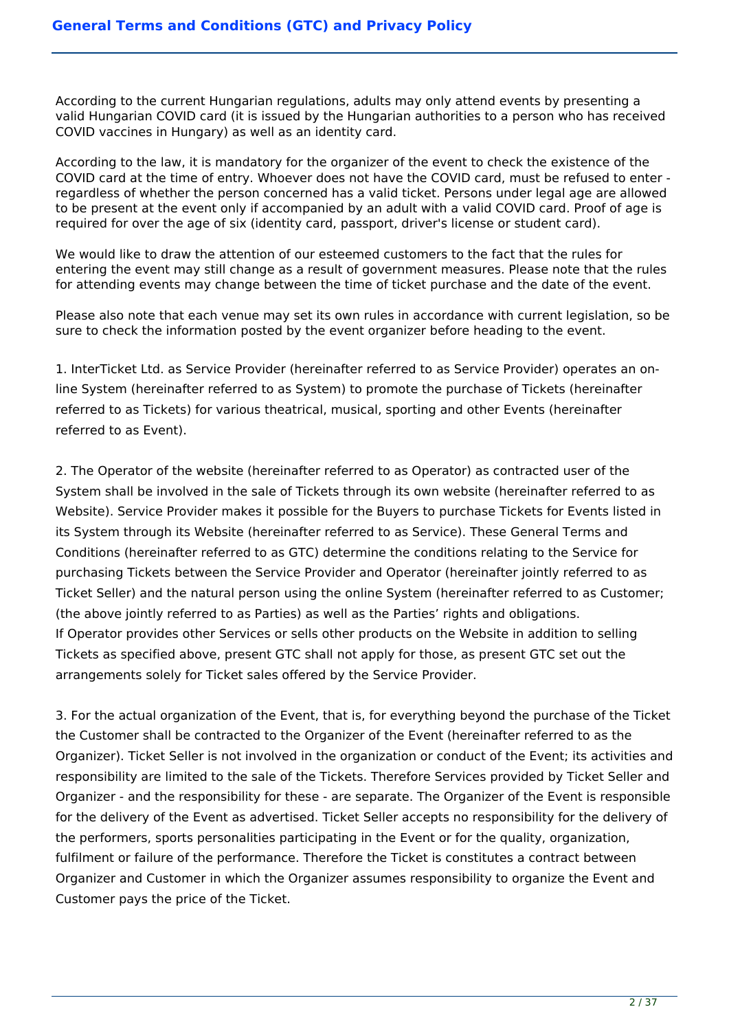According to the current Hungarian regulations, adults may only attend events by presenting a valid Hungarian COVID card (it is issued by the Hungarian authorities to a person who has received COVID vaccines in Hungary) as well as an identity card.

According to the law, it is mandatory for the organizer of the event to check the existence of the COVID card at the time of entry. Whoever does not have the COVID card, must be refused to enter - regardless of whether the person concerned has a valid ticket. Persons under legal age are allowed to be present at the event only if accompanied by an adult with a valid COVID card. Proof of age is required for over the age of six (identity card, passport, driver's license or student card).

We would like to draw the attention of our esteemed customers to the fact that the rules for entering the event may still change as a result of government measures. Please note that the rules for attending events may change between the time of ticket purchase and the date of the event.

Please also note that each venue may set its own rules in accordance with current legislation, so be sure to check the information posted by the event organizer before heading to the event.

1. InterTicket Ltd. as Service Provider (hereinafter referred to as Service Provider) operates an on-line System (hereinafter referred to as System) to promote the purchase of Tickets (hereinafter referred to as Tickets) for various theatrical, musical, sporting and other Events (hereinafter referred to as Event).

2. The Operator of the website (hereinafter referred to as Operator) as contracted user of the System shall be involved in the sale of Tickets through its own website (hereinafter referred to as Website). Service Provider makes it possible for the Buyers to purchase Tickets for Events listed in its System through its Website (hereinafter referred to as Service). These General Terms and Conditions (hereinafter referred to as GTC) determine the conditions relating to the Service for purchasing Tickets between the Service Provider and Operator (hereinafter jointly referred to as Ticket Seller) and the natural person using the online System (hereinafter referred to as Customer; (the above jointly referred to as Parties) as well as the Parties' rights and obligations.
If Operator provides other Services or sells other products on the Website in addition to selling Tickets as specified above, present GTC shall not apply for those, as present GTC set out the arrangements solely for Ticket sales offered by the Service Provider.

3. For the actual organization of the Event, that is, for everything beyond the purchase of the Ticket the Customer shall be contracted to the Organizer of the Event (hereinafter referred to as the Organizer). Ticket Seller is not involved in the organization or conduct of the Event; its activities and responsibility are limited to the sale of the Tickets. Therefore Services provided by Ticket Seller and Organizer - and the responsibility for these - are separate. The Organizer of the Event is responsible for the delivery of the Event as advertised. Ticket Seller accepts no responsibility for the delivery of the performers, sports personalities participating in the Event or for the quality, organization, fulfilment or failure of the performance. Therefore the Ticket is constitutes a contract between Organizer and Customer in which the Organizer assumes responsibility to organize the Event and Customer pays the price of the Ticket.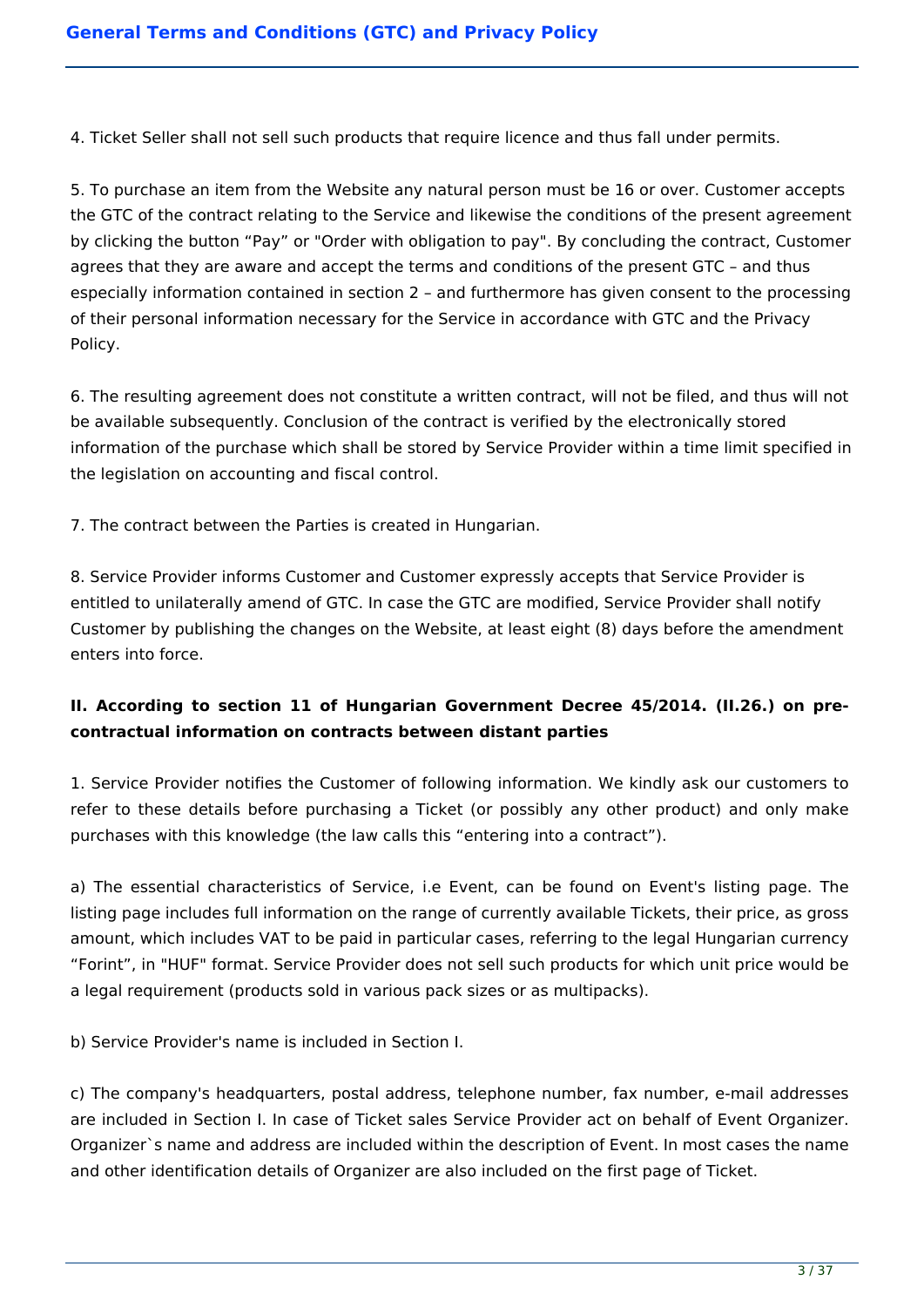4. Ticket Seller shall not sell such products that require licence and thus fall under permits.

5. To purchase an item from the Website any natural person must be 16 or over. Customer accepts the GTC of the contract relating to the Service and likewise the conditions of the present agreement by clicking the button “Pay” or "Order with obligation to pay". By concluding the contract, Customer agrees that they are aware and accept the terms and conditions of the present GTC – and thus especially information contained in section 2 – and furthermore has given consent to the processing of their personal information necessary for the Service in accordance with GTC and the Privacy Policy.

6. The resulting agreement does not constitute a written contract, will not be filed, and thus will not be available subsequently. Conclusion of the contract is verified by the electronically stored information of the purchase which shall be stored by Service Provider within a time limit specified in the legislation on accounting and fiscal control.

7. The contract between the Parties is created in Hungarian.

8. Service Provider informs Customer and Customer expressly accepts that Service Provider is entitled to unilaterally amend of GTC. In case the GTC are modified, Service Provider shall notify Customer by publishing the changes on the Website, at least eight (8) days before the amendment enters into force.

**II. According to section 11 of Hungarian Government Decree 45/2014. (II.26.) on pre-contractual information on contracts between distant parties**

1. Service Provider notifies the Customer of following information. We kindly ask our customers to refer to these details before purchasing a Ticket (or possibly any other product) and only make purchases with this knowledge (the law calls this “entering into a contract”).

a) The essential characteristics of Service, i.e Event, can be found on Event's listing page. The listing page includes full information on the range of currently available Tickets, their price, as gross amount, which includes VAT to be paid in particular cases, referring to the legal Hungarian currency “Forint”, in "HUF" format. Service Provider does not sell such products for which unit price would be a legal requirement (products sold in various pack sizes or as multipacks).

b) Service Provider's name is included in Section I.

c) The company's headquarters, postal address, telephone number, fax number, e-mail addresses are included in Section I. In case of Ticket sales Service Provider act on behalf of Event Organizer. Organizer`s name and address are included within the description of Event. In most cases the name and other identification details of Organizer are also included on the first page of Ticket.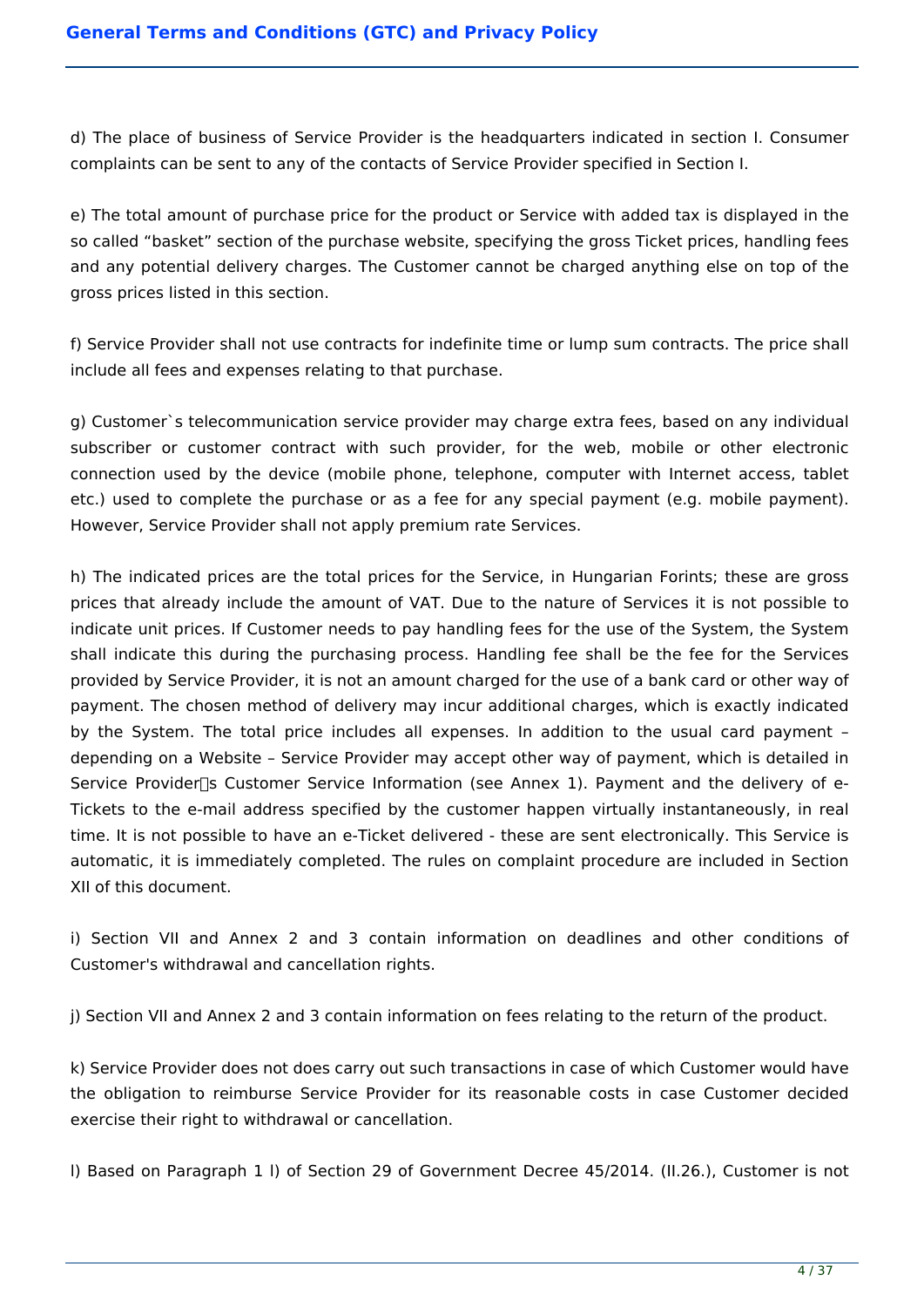d) The place of business of Service Provider is the headquarters indicated in section I. Consumer complaints can be sent to any of the contacts of Service Provider specified in Section I.

e) The total amount of purchase price for the product or Service with added tax is displayed in the so called “basket” section of the purchase website, specifying the gross Ticket prices, handling fees and any potential delivery charges. The Customer cannot be charged anything else on top of the gross prices listed in this section.

f) Service Provider shall not use contracts for indefinite time or lump sum contracts. The price shall include all fees and expenses relating to that purchase.

g) Customer`s telecommunication service provider may charge extra fees, based on any individual subscriber or customer contract with such provider, for the web, mobile or other electronic connection used by the device (mobile phone, telephone, computer with Internet access, tablet etc.) used to complete the purchase or as a fee for any special payment (e.g. mobile payment). However, Service Provider shall not apply premium rate Services.

h) The indicated prices are the total prices for the Service, in Hungarian Forints; these are gross prices that already include the amount of VAT. Due to the nature of Services it is not possible to indicate unit prices. If Customer needs to pay handling fees for the use of the System, the System shall indicate this during the purchasing process. Handling fee shall be the fee for the Services provided by Service Provider, it is not an amount charged for the use of a bank card or other way of payment. The chosen method of delivery may incur additional charges, which is exactly indicated by the System. The total price includes all expenses. In addition to the usual card payment – depending on a Website – Service Provider may accept other way of payment, which is detailed in Service Providers Customer Service Information (see Annex 1). Payment and the delivery of e-Tickets to the e-mail address specified by the customer happen virtually instantaneously, in real time. It is not possible to have an e-Ticket delivered - these are sent electronically. This Service is automatic, it is immediately completed. The rules on complaint procedure are included in Section XII of this document.

i) Section VII and Annex 2 and 3 contain information on deadlines and other conditions of Customer's withdrawal and cancellation rights.

j) Section VII and Annex 2 and 3 contain information on fees relating to the return of the product.

k) Service Provider does not does carry out such transactions in case of which Customer would have the obligation to reimburse Service Provider for its reasonable costs in case Customer decided exercise their right to withdrawal or cancellation.

l) Based on Paragraph 1 l) of Section 29 of Government Decree 45/2014. (II.26.), Customer is not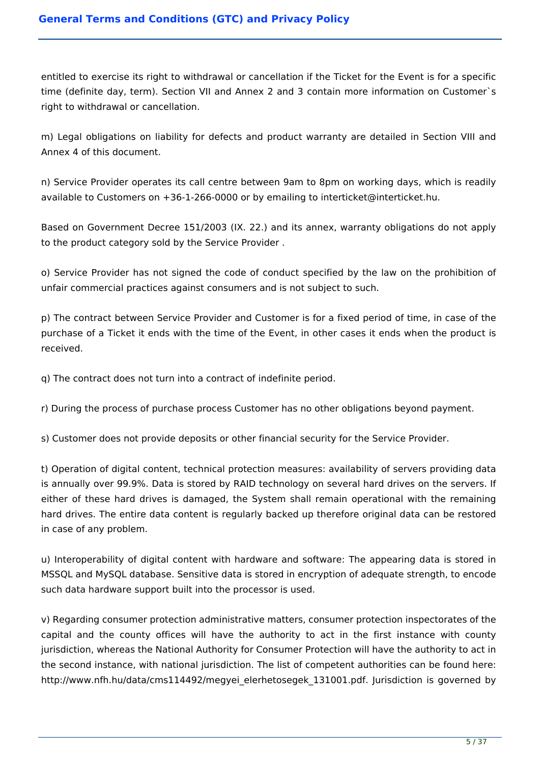entitled to exercise its right to withdrawal or cancellation if the Ticket for the Event is for a specific time (definite day, term). Section VII and Annex 2 and 3 contain more information on Customer`s right to withdrawal or cancellation.

m) Legal obligations on liability for defects and product warranty are detailed in Section VIII and Annex 4 of this document.

n) Service Provider operates its call centre between 9am to 8pm on working days, which is readily available to Customers on +36-1-266-0000 or by emailing to interticket@interticket.hu.

Based on Government Decree 151/2003 (IX. 22.) and its annex, warranty obligations do not apply to the product category sold by the Service Provider .

o) Service Provider has not signed the code of conduct specified by the law on the prohibition of unfair commercial practices against consumers and is not subject to such.

p) The contract between Service Provider and Customer is for a fixed period of time, in case of the purchase of a Ticket it ends with the time of the Event, in other cases it ends when the product is received.

q) The contract does not turn into a contract of indefinite period.

r) During the process of purchase process Customer has no other obligations beyond payment.

s) Customer does not provide deposits or other financial security for the Service Provider.

t) Operation of digital content, technical protection measures: availability of servers providing data is annually over 99.9%. Data is stored by RAID technology on several hard drives on the servers. If either of these hard drives is damaged, the System shall remain operational with the remaining hard drives. The entire data content is regularly backed up therefore original data can be restored in case of any problem.

u) Interoperability of digital content with hardware and software: The appearing data is stored in MSSQL and MySQL database. Sensitive data is stored in encryption of adequate strength, to encode such data hardware support built into the processor is used.

v) Regarding consumer protection administrative matters, consumer protection inspectorates of the capital and the county offices will have the authority to act in the first instance with county jurisdiction, whereas the National Authority for Consumer Protection will have the authority to act in the second instance, with national jurisdiction. The list of competent authorities can be found here: http://www.nfh.hu/data/cms114492/megyei_elerhetosegek_131001.pdf. Jurisdiction is governed by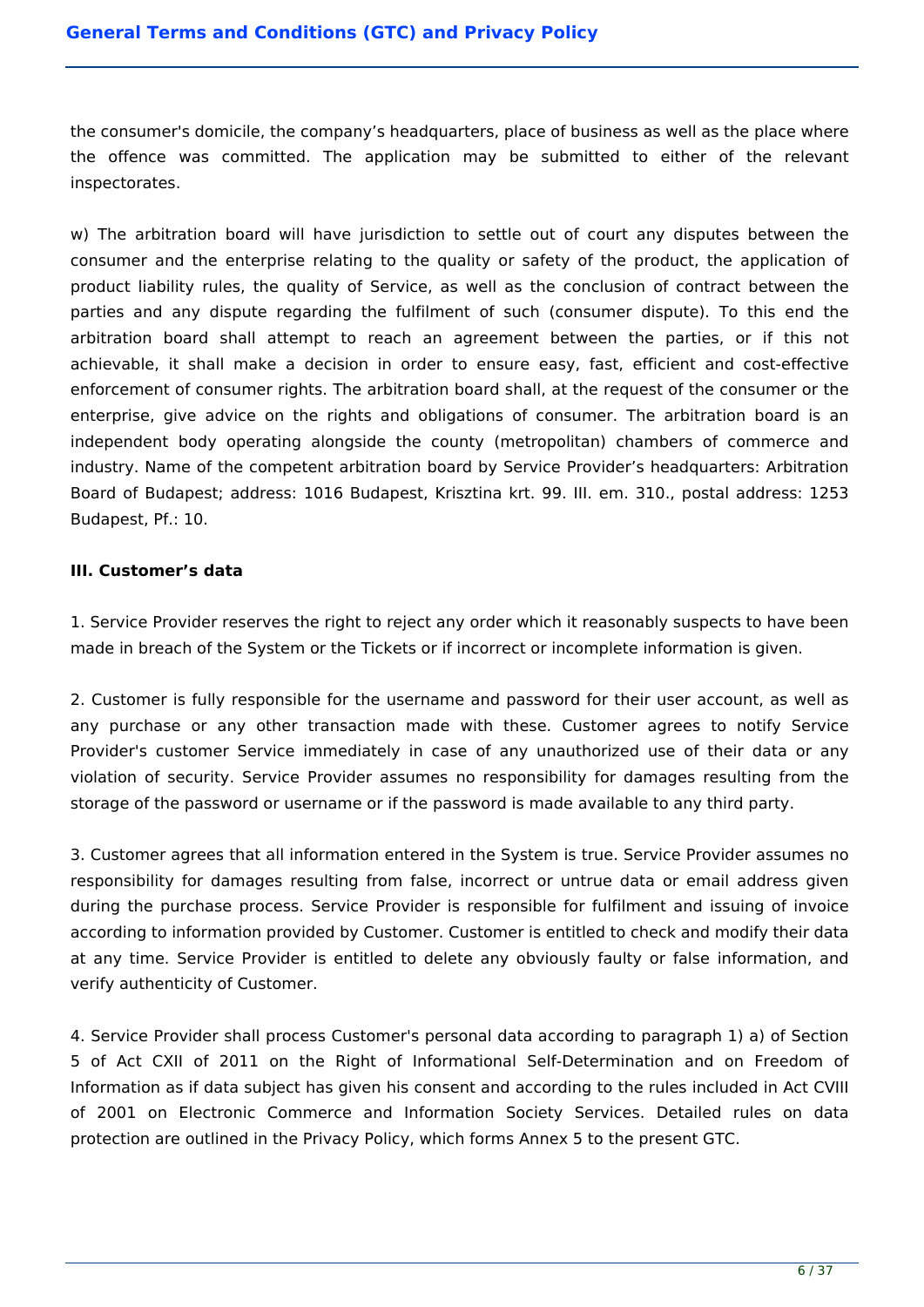the consumer's domicile, the company's headquarters, place of business as well as the place where the offence was committed. The application may be submitted to either of the relevant inspectorates.

w) The arbitration board will have jurisdiction to settle out of court any disputes between the consumer and the enterprise relating to the quality or safety of the product, the application of product liability rules, the quality of Service, as well as the conclusion of contract between the parties and any dispute regarding the fulfilment of such (consumer dispute). To this end the arbitration board shall attempt to reach an agreement between the parties, or if this not achievable, it shall make a decision in order to ensure easy, fast, efficient and cost-effective enforcement of consumer rights. The arbitration board shall, at the request of the consumer or the enterprise, give advice on the rights and obligations of consumer. The arbitration board is an independent body operating alongside the county (metropolitan) chambers of commerce and industry. Name of the competent arbitration board by Service Provider's headquarters: Arbitration Board of Budapest; address: 1016 Budapest, Krisztina krt. 99. III. em. 310., postal address: 1253 Budapest, Pf.: 10.

**III. Customer's data**

1. Service Provider reserves the right to reject any order which it reasonably suspects to have been made in breach of the System or the Tickets or if incorrect or incomplete information is given.

2. Customer is fully responsible for the username and password for their user account, as well as any purchase or any other transaction made with these. Customer agrees to notify Service Provider's customer Service immediately in case of any unauthorized use of their data or any violation of security. Service Provider assumes no responsibility for damages resulting from the storage of the password or username or if the password is made available to any third party.

3. Customer agrees that all information entered in the System is true. Service Provider assumes no responsibility for damages resulting from false, incorrect or untrue data or email address given during the purchase process. Service Provider is responsible for fulfilment and issuing of invoice according to information provided by Customer. Customer is entitled to check and modify their data at any time. Service Provider is entitled to delete any obviously faulty or false information, and verify authenticity of Customer.

4. Service Provider shall process Customer's personal data according to paragraph 1) a) of Section 5 of Act CXII of 2011 on the Right of Informational Self-Determination and on Freedom of Information as if data subject has given his consent and according to the rules included in Act CVIII of 2001 on Electronic Commerce and Information Society Services. Detailed rules on data protection are outlined in the Privacy Policy, which forms Annex 5 to the present GTC.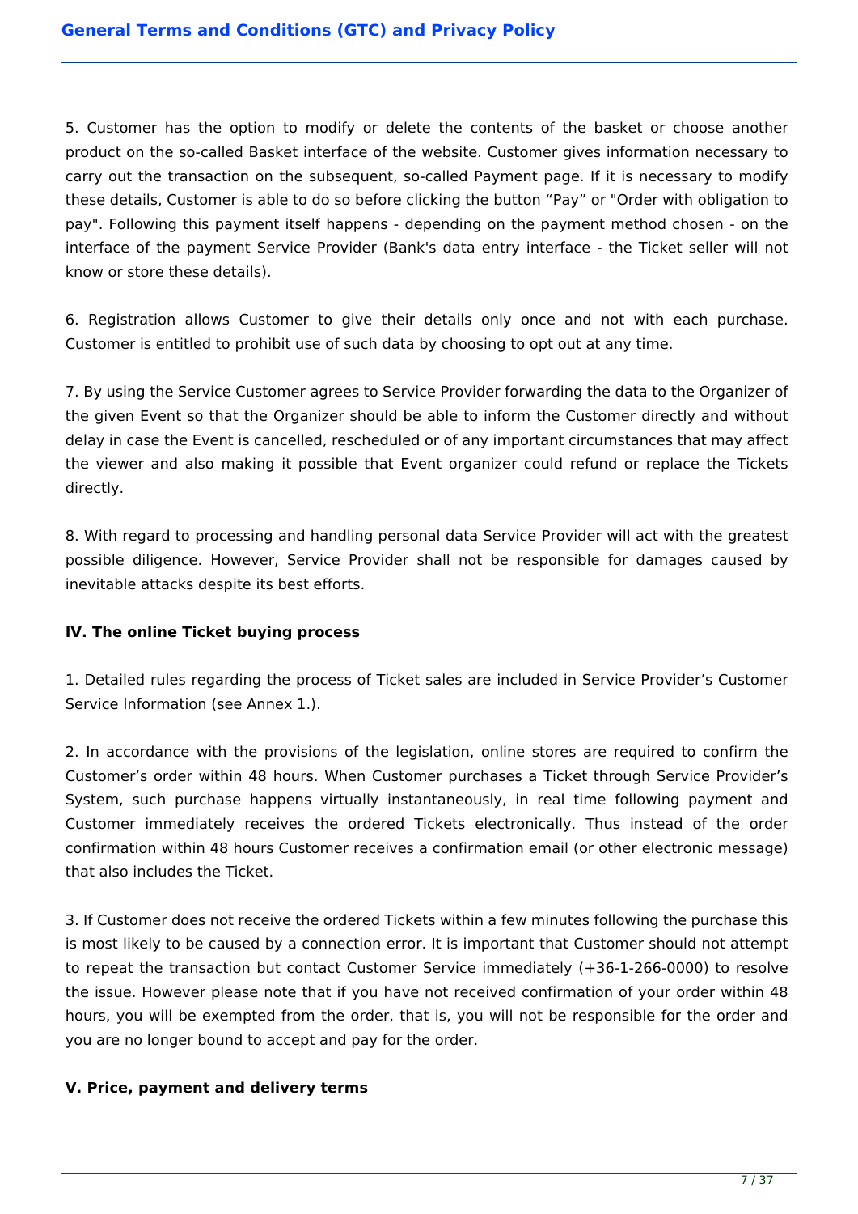5. Customer has the option to modify or delete the contents of the basket or choose another product on the so-called Basket interface of the website. Customer gives information necessary to carry out the transaction on the subsequent, so-called Payment page. If it is necessary to modify these details, Customer is able to do so before clicking the button “Pay” or "Order with obligation to pay". Following this payment itself happens - depending on the payment method chosen - on the interface of the payment Service Provider (Bank's data entry interface - the Ticket seller will not know or store these details).

6. Registration allows Customer to give their details only once and not with each purchase. Customer is entitled to prohibit use of such data by choosing to opt out at any time.

7. By using the Service Customer agrees to Service Provider forwarding the data to the Organizer of the given Event so that the Organizer should be able to inform the Customer directly and without delay in case the Event is cancelled, rescheduled or of any important circumstances that may affect the viewer and also making it possible that Event organizer could refund or replace the Tickets directly.

8. With regard to processing and handling personal data Service Provider will act with the greatest possible diligence. However, Service Provider shall not be responsible for damages caused by inevitable attacks despite its best efforts.

**IV. The online Ticket buying process**

1. Detailed rules regarding the process of Ticket sales are included in Service Provider’s Customer Service Information (see Annex 1.).

2. In accordance with the provisions of the legislation, online stores are required to confirm the Customer’s order within 48 hours. When Customer purchases a Ticket through Service Provider’s System, such purchase happens virtually instantaneously, in real time following payment and Customer immediately receives the ordered Tickets electronically. Thus instead of the order confirmation within 48 hours Customer receives a confirmation email (or other electronic message) that also includes the Ticket.

3. If Customer does not receive the ordered Tickets within a few minutes following the purchase this is most likely to be caused by a connection error. It is important that Customer should not attempt to repeat the transaction but contact Customer Service immediately (+36-1-266-0000) to resolve the issue. However please note that if you have not received confirmation of your order within 48 hours, you will be exempted from the order, that is, you will not be responsible for the order and you are no longer bound to accept and pay for the order.

**V. Price, payment and delivery terms**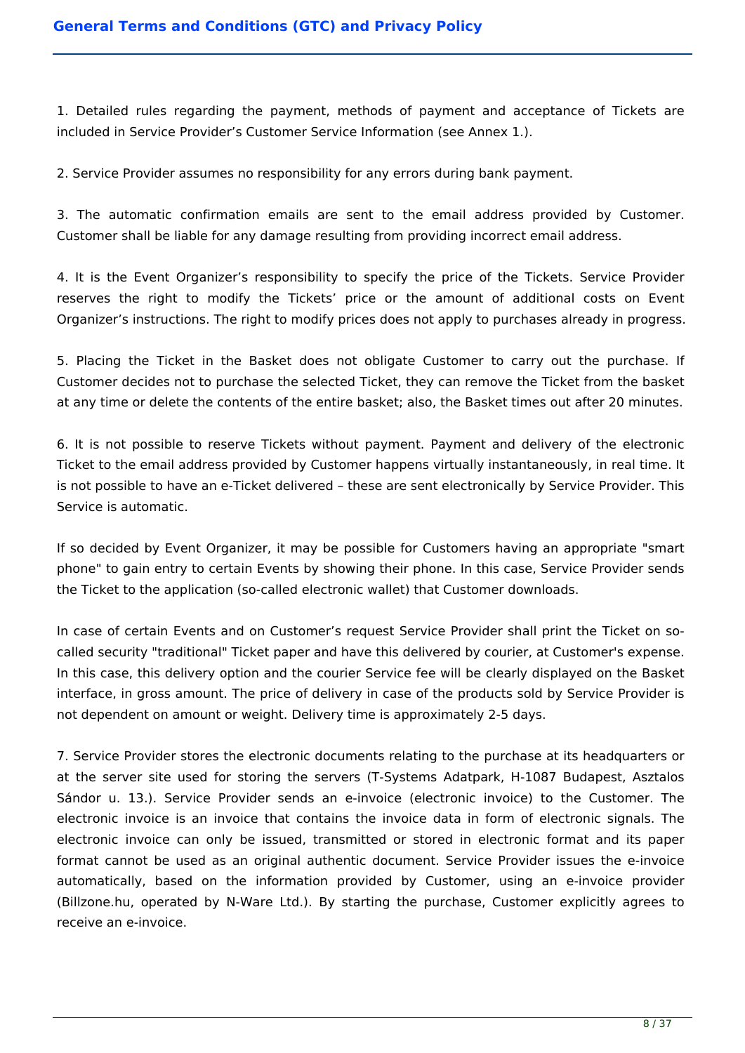1. Detailed rules regarding the payment, methods of payment and acceptance of Tickets are included in Service Provider's Customer Service Information (see Annex 1.).

2. Service Provider assumes no responsibility for any errors during bank payment.

3. The automatic confirmation emails are sent to the email address provided by Customer. Customer shall be liable for any damage resulting from providing incorrect email address.

4. It is the Event Organizer's responsibility to specify the price of the Tickets. Service Provider reserves the right to modify the Tickets' price or the amount of additional costs on Event Organizer's instructions. The right to modify prices does not apply to purchases already in progress.

5. Placing the Ticket in the Basket does not obligate Customer to carry out the purchase. If Customer decides not to purchase the selected Ticket, they can remove the Ticket from the basket at any time or delete the contents of the entire basket; also, the Basket times out after 20 minutes.

6. It is not possible to reserve Tickets without payment. Payment and delivery of the electronic Ticket to the email address provided by Customer happens virtually instantaneously, in real time. It is not possible to have an e-Ticket delivered – these are sent electronically by Service Provider. This Service is automatic.

If so decided by Event Organizer, it may be possible for Customers having an appropriate "smart phone" to gain entry to certain Events by showing their phone. In this case, Service Provider sends the Ticket to the application (so-called electronic wallet) that Customer downloads.

In case of certain Events and on Customer's request Service Provider shall print the Ticket on so-called security "traditional" Ticket paper and have this delivered by courier, at Customer's expense. In this case, this delivery option and the courier Service fee will be clearly displayed on the Basket interface, in gross amount. The price of delivery in case of the products sold by Service Provider is not dependent on amount or weight. Delivery time is approximately 2-5 days.

7. Service Provider stores the electronic documents relating to the purchase at its headquarters or at the server site used for storing the servers (T-Systems Adatpark, H-1087 Budapest, Asztalos Sándor u. 13.). Service Provider sends an e-invoice (electronic invoice) to the Customer. The electronic invoice is an invoice that contains the invoice data in form of electronic signals. The electronic invoice can only be issued, transmitted or stored in electronic format and its paper format cannot be used as an original authentic document. Service Provider issues the e-invoice automatically, based on the information provided by Customer, using an e-invoice provider (Billzone.hu, operated by N-Ware Ltd.). By starting the purchase, Customer explicitly agrees to receive an e-invoice.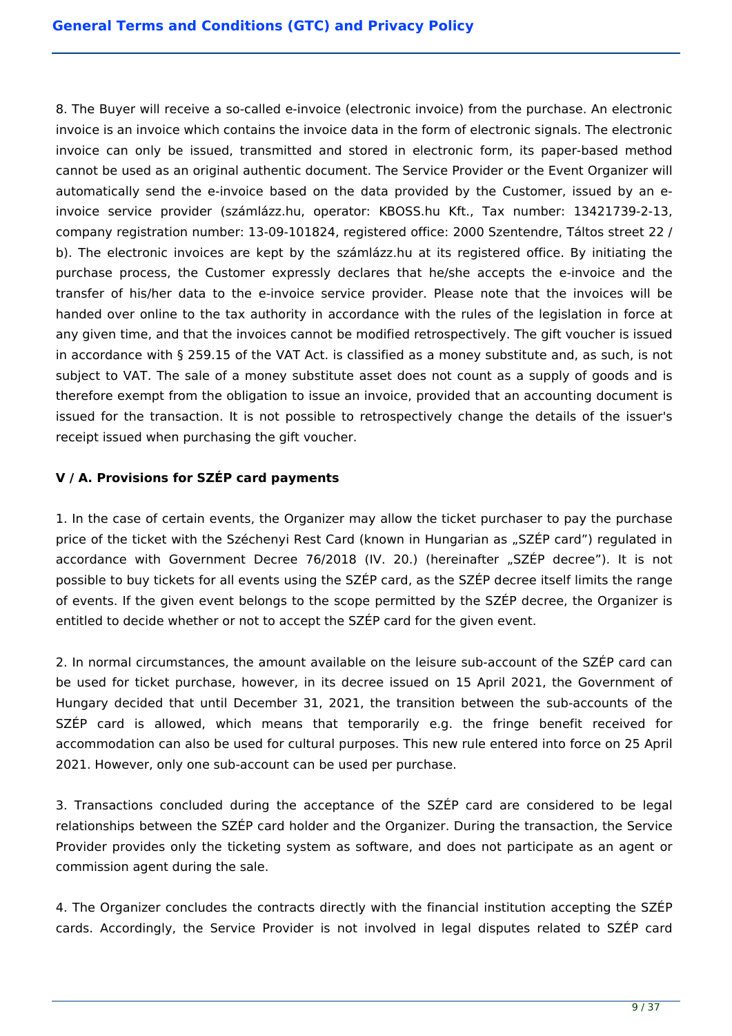8. The Buyer will receive a so-called e-invoice (electronic invoice) from the purchase. An electronic invoice is an invoice which contains the invoice data in the form of electronic signals. The electronic invoice can only be issued, transmitted and stored in electronic form, its paper-based method cannot be used as an original authentic document. The Service Provider or the Event Organizer will automatically send the e-invoice based on the data provided by the Customer, issued by an e-invoice service provider (számlázz.hu, operator: KBOSS.hu Kft., Tax number: 13421739-2-13, company registration number: 13-09-101824, registered office: 2000 Szentendre, Táltos street 22 / b). The electronic invoices are kept by the számlázz.hu at its registered office. By initiating the purchase process, the Customer expressly declares that he/she accepts the e-invoice and the transfer of his/her data to the e-invoice service provider. Please note that the invoices will be handed over online to the tax authority in accordance with the rules of the legislation in force at any given time, and that the invoices cannot be modified retrospectively. The gift voucher is issued in accordance with § 259.15 of the VAT Act. is classified as a money substitute and, as such, is not subject to VAT. The sale of a money substitute asset does not count as a supply of goods and is therefore exempt from the obligation to issue an invoice, provided that an accounting document is issued for the transaction. It is not possible to retrospectively change the details of the issuer's receipt issued when purchasing the gift voucher.

**V / A. Provisions for SZÉP card payments**

1. In the case of certain events, the Organizer may allow the ticket purchaser to pay the purchase price of the ticket with the Széchenyi Rest Card (known in Hungarian as „SZÉP card") regulated in accordance with Government Decree 76/2018 (IV. 20.) (hereinafter „SZÉP decree"). It is not possible to buy tickets for all events using the SZÉP card, as the SZÉP decree itself limits the range of events. If the given event belongs to the scope permitted by the SZÉP decree, the Organizer is entitled to decide whether or not to accept the SZÉP card for the given event.

2. In normal circumstances, the amount available on the leisure sub-account of the SZÉP card can be used for ticket purchase, however, in its decree issued on 15 April 2021, the Government of Hungary decided that until December 31, 2021, the transition between the sub-accounts of the SZÉP card is allowed, which means that temporarily e.g. the fringe benefit received for accommodation can also be used for cultural purposes. This new rule entered into force on 25 April 2021. However, only one sub-account can be used per purchase.

3. Transactions concluded during the acceptance of the SZÉP card are considered to be legal relationships between the SZÉP card holder and the Organizer. During the transaction, the Service Provider provides only the ticketing system as software, and does not participate as an agent or commission agent during the sale.

4. The Organizer concludes the contracts directly with the financial institution accepting the SZÉP cards. Accordingly, the Service Provider is not involved in legal disputes related to SZÉP card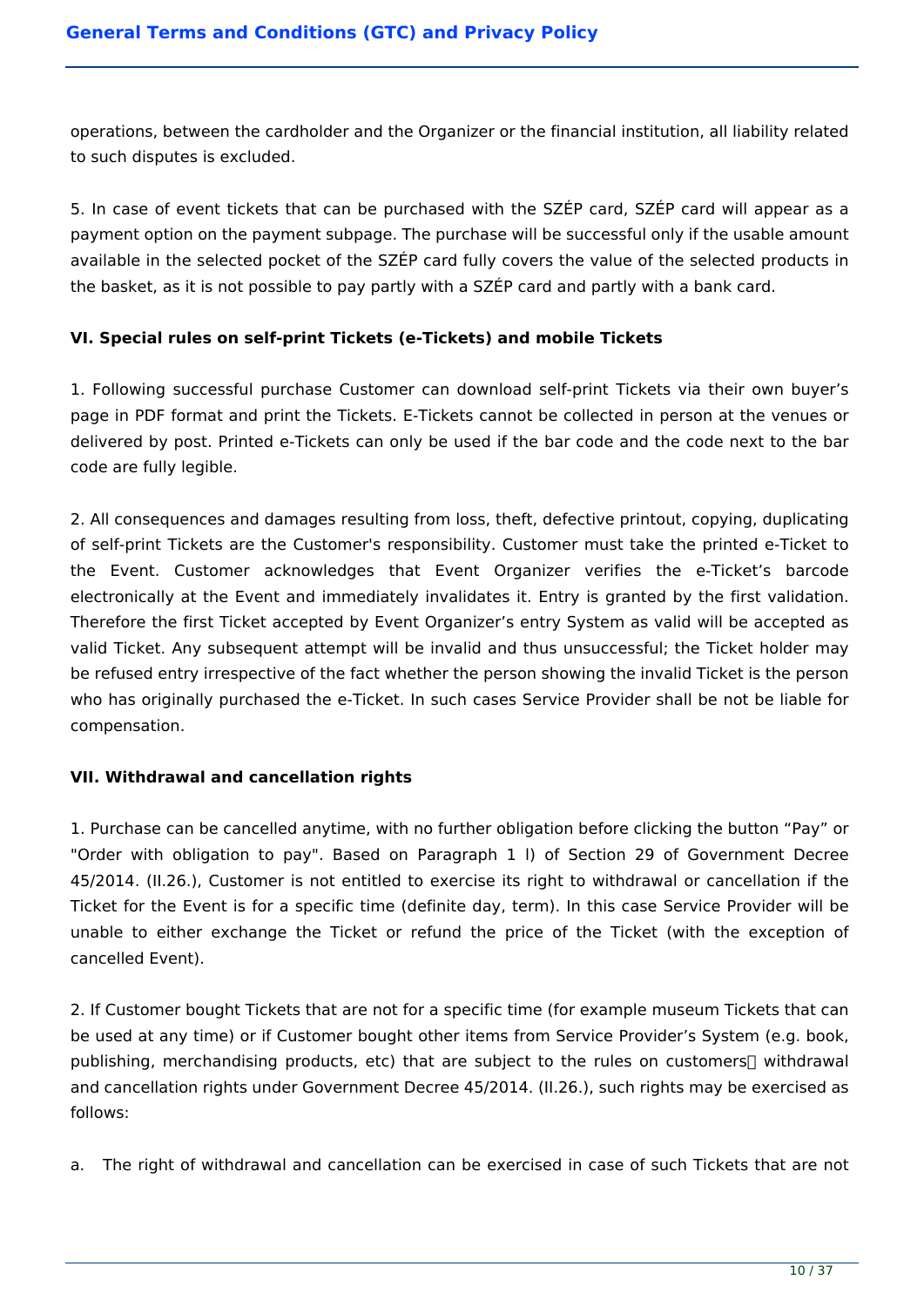operations, between the cardholder and the Organizer or the financial institution, all liability related to such disputes is excluded.

5. In case of event tickets that can be purchased with the SZÉP card, SZÉP card will appear as a payment option on the payment subpage. The purchase will be successful only if the usable amount available in the selected pocket of the SZÉP card fully covers the value of the selected products in the basket, as it is not possible to pay partly with a SZÉP card and partly with a bank card.

**VI. Special rules on self-print Tickets (e-Tickets) and mobile Tickets**

1. Following successful purchase Customer can download self-print Tickets via their own buyer's page in PDF format and print the Tickets. E-Tickets cannot be collected in person at the venues or delivered by post. Printed e-Tickets can only be used if the bar code and the code next to the bar code are fully legible.

2. All consequences and damages resulting from loss, theft, defective printout, copying, duplicating of self-print Tickets are the Customer's responsibility. Customer must take the printed e-Ticket to the Event. Customer acknowledges that Event Organizer verifies the e-Ticket's barcode electronically at the Event and immediately invalidates it. Entry is granted by the first validation. Therefore the first Ticket accepted by Event Organizer's entry System as valid will be accepted as valid Ticket. Any subsequent attempt will be invalid and thus unsuccessful; the Ticket holder may be refused entry irrespective of the fact whether the person showing the invalid Ticket is the person who has originally purchased the e-Ticket. In such cases Service Provider shall be not be liable for compensation.

**VII. Withdrawal and cancellation rights**

1. Purchase can be cancelled anytime, with no further obligation before clicking the button "Pay" or "Order with obligation to pay". Based on Paragraph 1 l) of Section 29 of Government Decree 45/2014. (II.26.), Customer is not entitled to exercise its right to withdrawal or cancellation if the Ticket for the Event is for a specific time (definite day, term). In this case Service Provider will be unable to either exchange the Ticket or refund the price of the Ticket (with the exception of cancelled Event).

2. If Customer bought Tickets that are not for a specific time (for example museum Tickets that can be used at any time) or if Customer bought other items from Service Provider's System (e.g. book, publishing, merchandising products, etc) that are subject to the rules on customers withdrawal and cancellation rights under Government Decree 45/2014. (II.26.), such rights may be exercised as follows:

a. The right of withdrawal and cancellation can be exercised in case of such Tickets that are not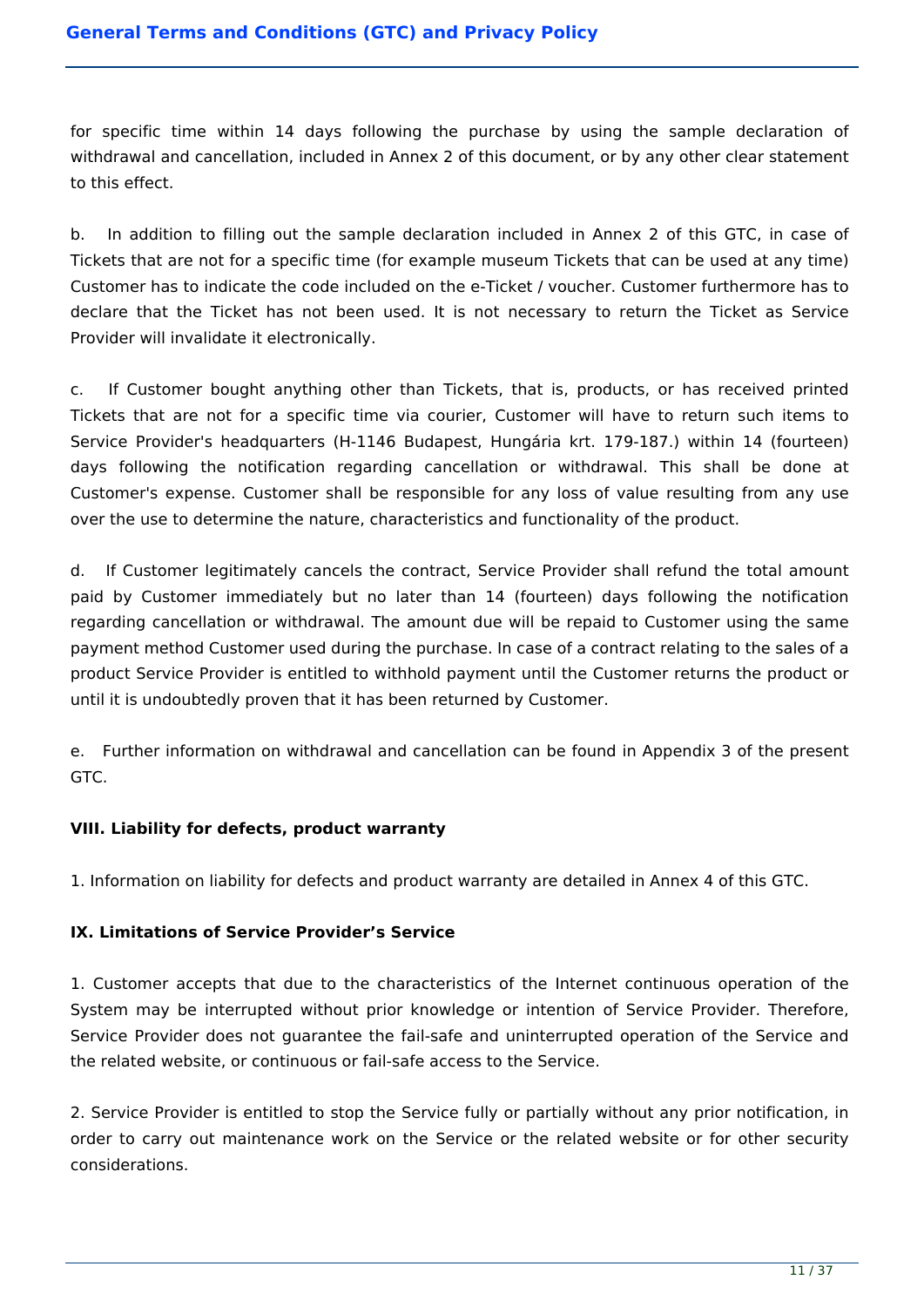for specific time within 14 days following the purchase by using the sample declaration of withdrawal and cancellation, included in Annex 2 of this document, or by any other clear statement to this effect.

b. In addition to filling out the sample declaration included in Annex 2 of this GTC, in case of Tickets that are not for a specific time (for example museum Tickets that can be used at any time) Customer has to indicate the code included on the e-Ticket / voucher. Customer furthermore has to declare that the Ticket has not been used. It is not necessary to return the Ticket as Service Provider will invalidate it electronically.

c. If Customer bought anything other than Tickets, that is, products, or has received printed Tickets that are not for a specific time via courier, Customer will have to return such items to Service Provider's headquarters (H-1146 Budapest, Hungária krt. 179-187.) within 14 (fourteen) days following the notification regarding cancellation or withdrawal. This shall be done at Customer's expense. Customer shall be responsible for any loss of value resulting from any use over the use to determine the nature, characteristics and functionality of the product.

d. If Customer legitimately cancels the contract, Service Provider shall refund the total amount paid by Customer immediately but no later than 14 (fourteen) days following the notification regarding cancellation or withdrawal. The amount due will be repaid to Customer using the same payment method Customer used during the purchase. In case of a contract relating to the sales of a product Service Provider is entitled to withhold payment until the Customer returns the product or until it is undoubtedly proven that it has been returned by Customer.

e. Further information on withdrawal and cancellation can be found in Appendix 3 of the present GTC.

**VIII. Liability for defects, product warranty**

1. Information on liability for defects and product warranty are detailed in Annex 4 of this GTC.

**IX. Limitations of Service Provider's Service**

1. Customer accepts that due to the characteristics of the Internet continuous operation of the System may be interrupted without prior knowledge or intention of Service Provider. Therefore, Service Provider does not guarantee the fail-safe and uninterrupted operation of the Service and the related website, or continuous or fail-safe access to the Service.

2. Service Provider is entitled to stop the Service fully or partially without any prior notification, in order to carry out maintenance work on the Service or the related website or for other security considerations.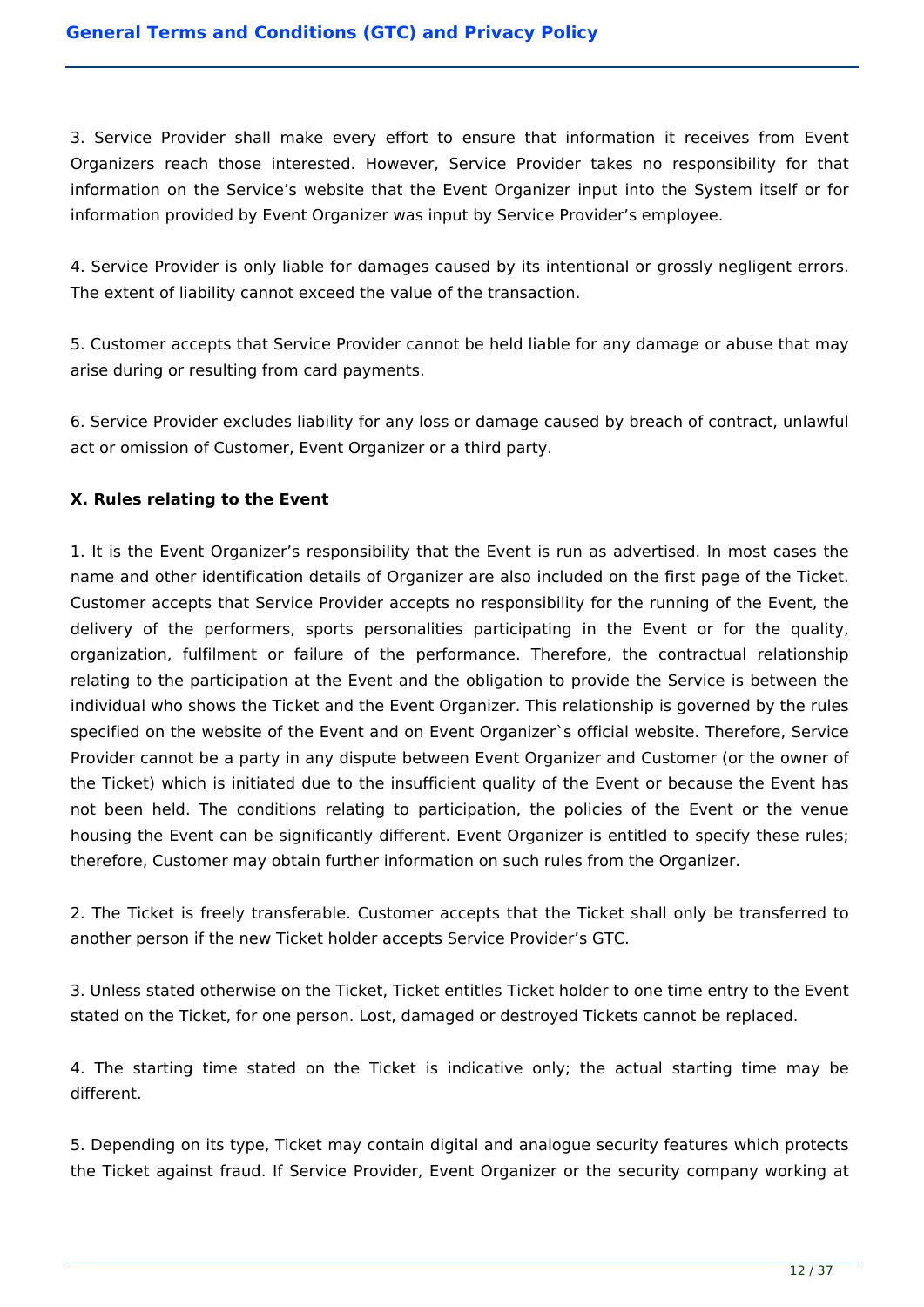3. Service Provider shall make every effort to ensure that information it receives from Event Organizers reach those interested. However, Service Provider takes no responsibility for that information on the Service's website that the Event Organizer input into the System itself or for information provided by Event Organizer was input by Service Provider's employee.

4. Service Provider is only liable for damages caused by its intentional or grossly negligent errors. The extent of liability cannot exceed the value of the transaction.

5. Customer accepts that Service Provider cannot be held liable for any damage or abuse that may arise during or resulting from card payments.

6. Service Provider excludes liability for any loss or damage caused by breach of contract, unlawful act or omission of Customer, Event Organizer or a third party.

**X. Rules relating to the Event**

1. It is the Event Organizer's responsibility that the Event is run as advertised. In most cases the name and other identification details of Organizer are also included on the first page of the Ticket. Customer accepts that Service Provider accepts no responsibility for the running of the Event, the delivery of the performers, sports personalities participating in the Event or for the quality, organization, fulfilment or failure of the performance. Therefore, the contractual relationship relating to the participation at the Event and the obligation to provide the Service is between the individual who shows the Ticket and the Event Organizer. This relationship is governed by the rules specified on the website of the Event and on Event Organizer`s official website. Therefore, Service Provider cannot be a party in any dispute between Event Organizer and Customer (or the owner of the Ticket) which is initiated due to the insufficient quality of the Event or because the Event has not been held. The conditions relating to participation, the policies of the Event or the venue housing the Event can be significantly different. Event Organizer is entitled to specify these rules; therefore, Customer may obtain further information on such rules from the Organizer.

2. The Ticket is freely transferable. Customer accepts that the Ticket shall only be transferred to another person if the new Ticket holder accepts Service Provider's GTC.

3. Unless stated otherwise on the Ticket, Ticket entitles Ticket holder to one time entry to the Event stated on the Ticket, for one person. Lost, damaged or destroyed Tickets cannot be replaced.

4. The starting time stated on the Ticket is indicative only; the actual starting time may be different.

5. Depending on its type, Ticket may contain digital and analogue security features which protects the Ticket against fraud. If Service Provider, Event Organizer or the security company working at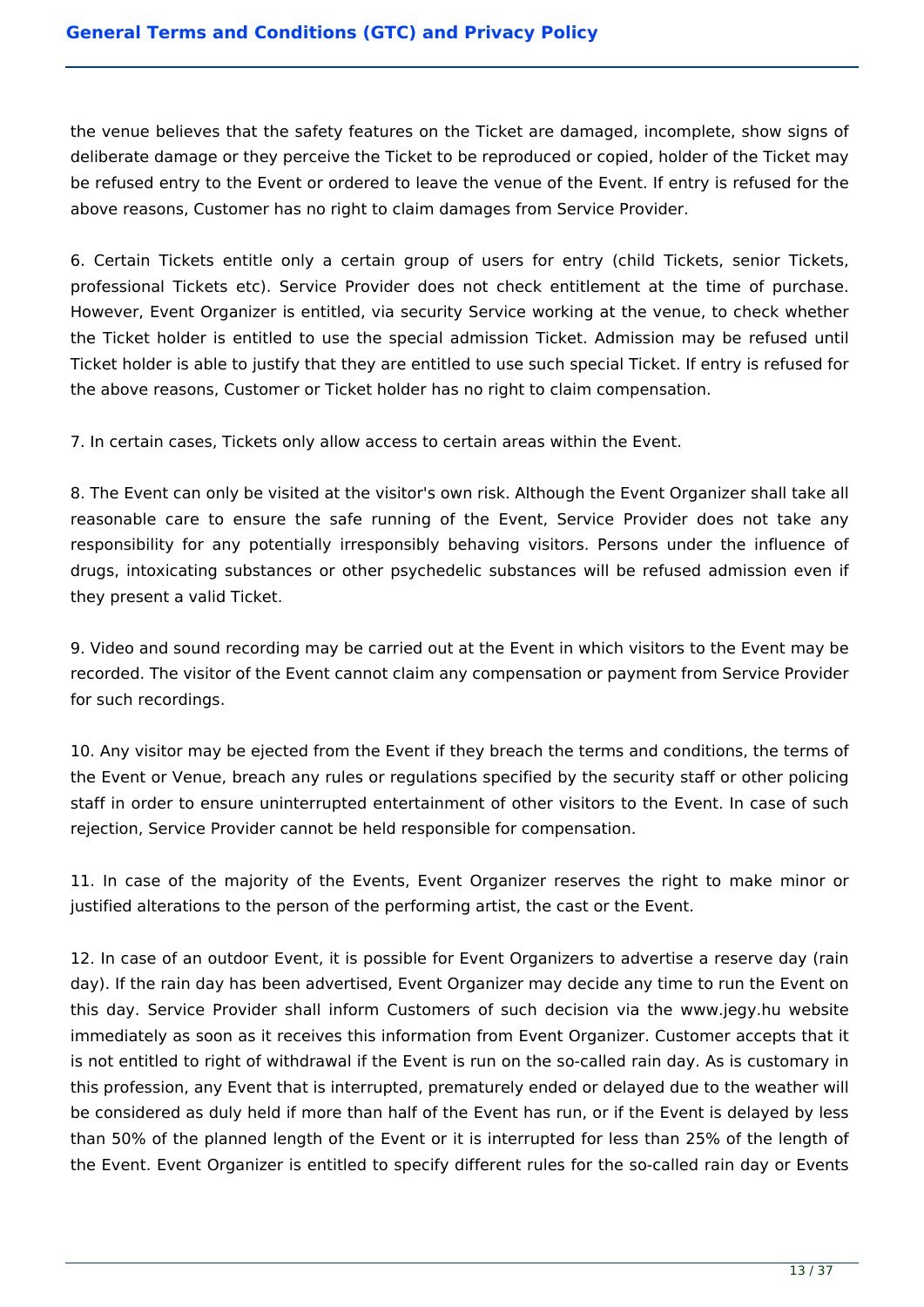the venue believes that the safety features on the Ticket are damaged, incomplete, show signs of deliberate damage or they perceive the Ticket to be reproduced or copied, holder of the Ticket may be refused entry to the Event or ordered to leave the venue of the Event. If entry is refused for the above reasons, Customer has no right to claim damages from Service Provider.

6. Certain Tickets entitle only a certain group of users for entry (child Tickets, senior Tickets, professional Tickets etc). Service Provider does not check entitlement at the time of purchase. However, Event Organizer is entitled, via security Service working at the venue, to check whether the Ticket holder is entitled to use the special admission Ticket. Admission may be refused until Ticket holder is able to justify that they are entitled to use such special Ticket. If entry is refused for the above reasons, Customer or Ticket holder has no right to claim compensation.

7. In certain cases, Tickets only allow access to certain areas within the Event.

8. The Event can only be visited at the visitor's own risk. Although the Event Organizer shall take all reasonable care to ensure the safe running of the Event, Service Provider does not take any responsibility for any potentially irresponsibly behaving visitors. Persons under the influence of drugs, intoxicating substances or other psychedelic substances will be refused admission even if they present a valid Ticket.

9. Video and sound recording may be carried out at the Event in which visitors to the Event may be recorded. The visitor of the Event cannot claim any compensation or payment from Service Provider for such recordings.

10. Any visitor may be ejected from the Event if they breach the terms and conditions, the terms of the Event or Venue, breach any rules or regulations specified by the security staff or other policing staff in order to ensure uninterrupted entertainment of other visitors to the Event. In case of such rejection, Service Provider cannot be held responsible for compensation.

11. In case of the majority of the Events, Event Organizer reserves the right to make minor or justified alterations to the person of the performing artist, the cast or the Event.

12. In case of an outdoor Event, it is possible for Event Organizers to advertise a reserve day (rain day). If the rain day has been advertised, Event Organizer may decide any time to run the Event on this day. Service Provider shall inform Customers of such decision via the www.jegy.hu website immediately as soon as it receives this information from Event Organizer. Customer accepts that it is not entitled to right of withdrawal if the Event is run on the so-called rain day. As is customary in this profession, any Event that is interrupted, prematurely ended or delayed due to the weather will be considered as duly held if more than half of the Event has run, or if the Event is delayed by less than 50% of the planned length of the Event or it is interrupted for less than 25% of the length of the Event. Event Organizer is entitled to specify different rules for the so-called rain day or Events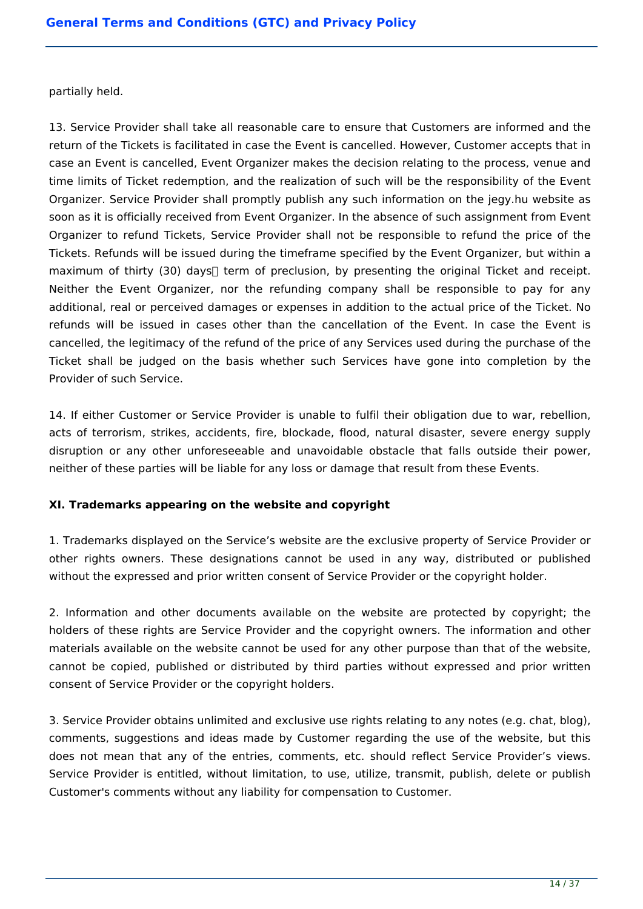partially held.

13. Service Provider shall take all reasonable care to ensure that Customers are informed and the return of the Tickets is facilitated in case the Event is cancelled. However, Customer accepts that in case an Event is cancelled, Event Organizer makes the decision relating to the process, venue and time limits of Ticket redemption, and the realization of such will be the responsibility of the Event Organizer. Service Provider shall promptly publish any such information on the jegy.hu website as soon as it is officially received from Event Organizer. In the absence of such assignment from Event Organizer to refund Tickets, Service Provider shall not be responsible to refund the price of the Tickets. Refunds will be issued during the timeframe specified by the Event Organizer, but within a maximum of thirty (30) days term of preclusion, by presenting the original Ticket and receipt. Neither the Event Organizer, nor the refunding company shall be responsible to pay for any additional, real or perceived damages or expenses in addition to the actual price of the Ticket. No refunds will be issued in cases other than the cancellation of the Event. In case the Event is cancelled, the legitimacy of the refund of the price of any Services used during the purchase of the Ticket shall be judged on the basis whether such Services have gone into completion by the Provider of such Service.

14. If either Customer or Service Provider is unable to fulfil their obligation due to war, rebellion, acts of terrorism, strikes, accidents, fire, blockade, flood, natural disaster, severe energy supply disruption or any other unforeseeable and unavoidable obstacle that falls outside their power, neither of these parties will be liable for any loss or damage that result from these Events.

**XI. Trademarks appearing on the website and copyright**

1. Trademarks displayed on the Service's website are the exclusive property of Service Provider or other rights owners. These designations cannot be used in any way, distributed or published without the expressed and prior written consent of Service Provider or the copyright holder.

2. Information and other documents available on the website are protected by copyright; the holders of these rights are Service Provider and the copyright owners. The information and other materials available on the website cannot be used for any other purpose than that of the website, cannot be copied, published or distributed by third parties without expressed and prior written consent of Service Provider or the copyright holders.

3. Service Provider obtains unlimited and exclusive use rights relating to any notes (e.g. chat, blog), comments, suggestions and ideas made by Customer regarding the use of the website, but this does not mean that any of the entries, comments, etc. should reflect Service Provider's views. Service Provider is entitled, without limitation, to use, utilize, transmit, publish, delete or publish Customer's comments without any liability for compensation to Customer.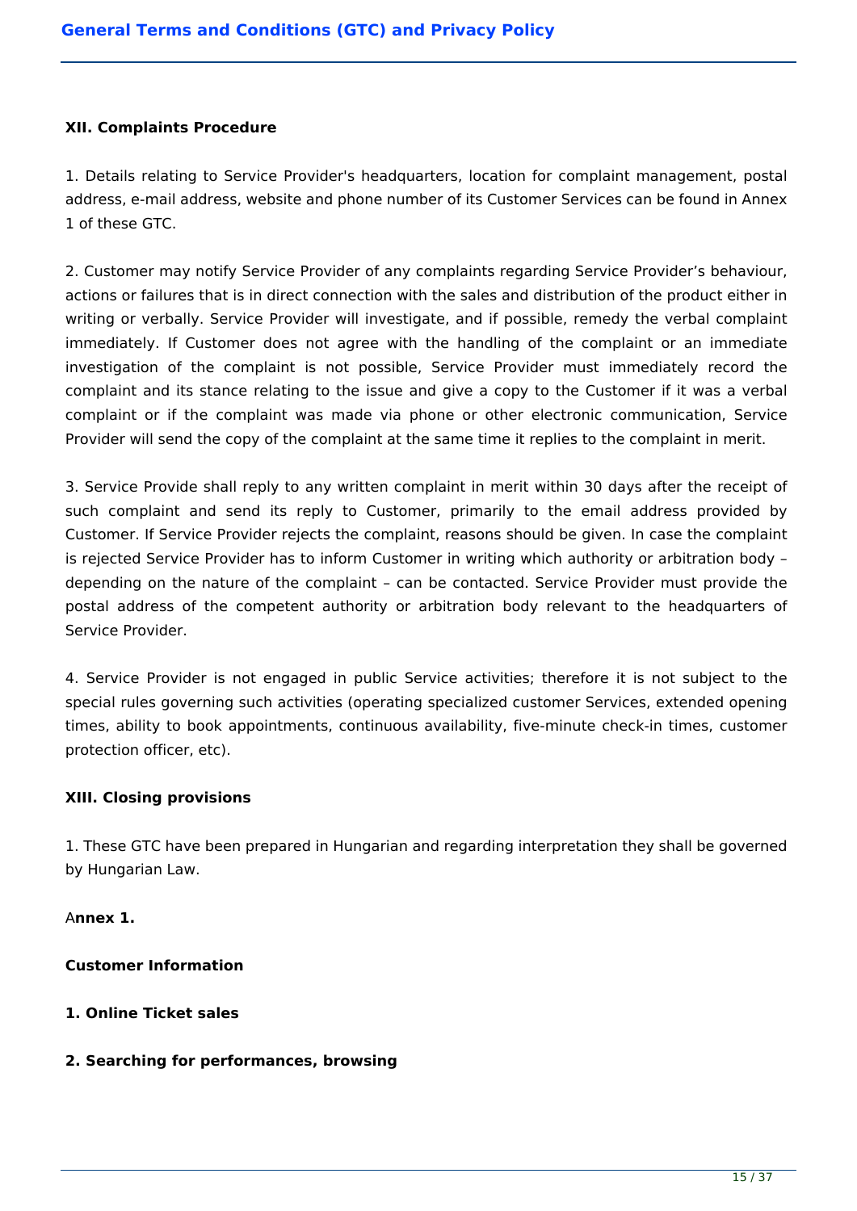**XII. Complaints Procedure**

1. Details relating to Service Provider's headquarters, location for complaint management, postal address, e-mail address, website and phone number of its Customer Services can be found in Annex 1 of these GTC.

2. Customer may notify Service Provider of any complaints regarding Service Provider's behaviour, actions or failures that is in direct connection with the sales and distribution of the product either in writing or verbally. Service Provider will investigate, and if possible, remedy the verbal complaint immediately. If Customer does not agree with the handling of the complaint or an immediate investigation of the complaint is not possible, Service Provider must immediately record the complaint and its stance relating to the issue and give a copy to the Customer if it was a verbal complaint or if the complaint was made via phone or other electronic communication, Service Provider will send the copy of the complaint at the same time it replies to the complaint in merit.

3. Service Provide shall reply to any written complaint in merit within 30 days after the receipt of such complaint and send its reply to Customer, primarily to the email address provided by Customer. If Service Provider rejects the complaint, reasons should be given. In case the complaint is rejected Service Provider has to inform Customer in writing which authority or arbitration body – depending on the nature of the complaint – can be contacted. Service Provider must provide the postal address of the competent authority or arbitration body relevant to the headquarters of Service Provider.

4. Service Provider is not engaged in public Service activities; therefore it is not subject to the special rules governing such activities (operating specialized customer Services, extended opening times, ability to book appointments, continuous availability, five-minute check-in times, customer protection officer, etc).

**XIII. Closing provisions**

1. These GTC have been prepared in Hungarian and regarding interpretation they shall be governed by Hungarian Law.

**Annex 1.**

**Customer Information**

**1. Online Ticket sales**

**2. Searching for performances, browsing**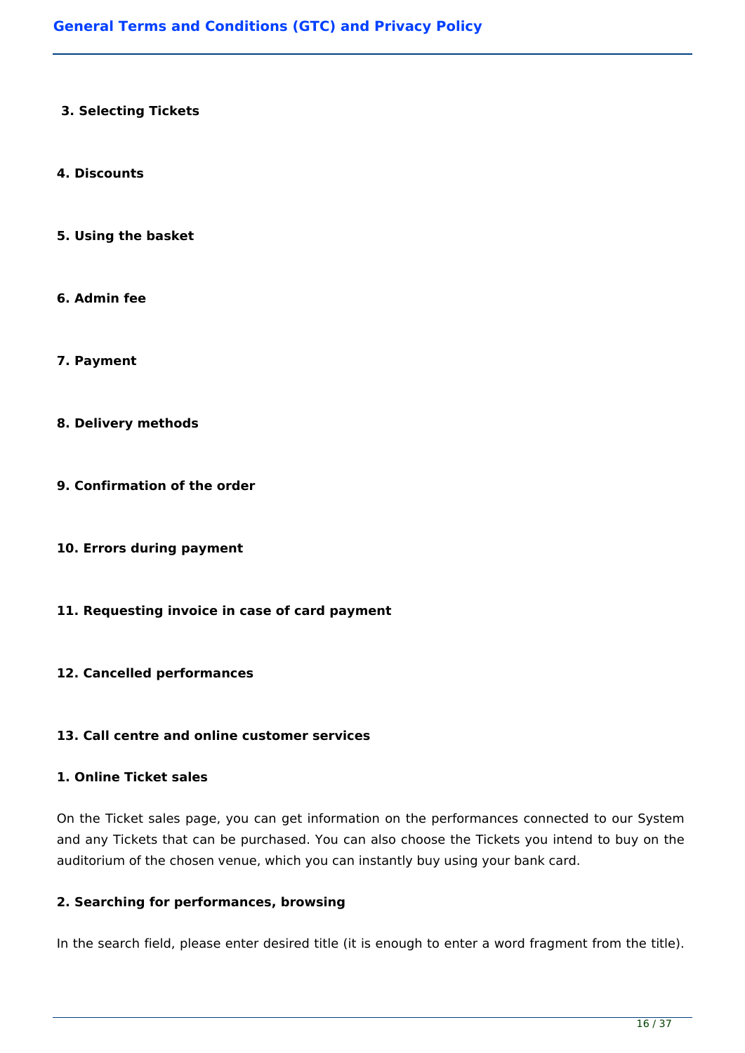**3. Selecting Tickets**

**4. Discounts**

**5. Using the basket**

**6. Admin fee**

**7. Payment**

**8. Delivery methods**

**9. Confirmation of the order**

**10. Errors during payment**

**11. Requesting invoice in case of card payment**

**12. Cancelled performances**

**13. Call centre and online customer services**

**1. Online Ticket sales**

On the Ticket sales page, you can get information on the performances connected to our System and any Tickets that can be purchased. You can also choose the Tickets you intend to buy on the auditorium of the chosen venue, which you can instantly buy using your bank card.

**2. Searching for performances, browsing**

In the search field, please enter desired title (it is enough to enter a word fragment from the title).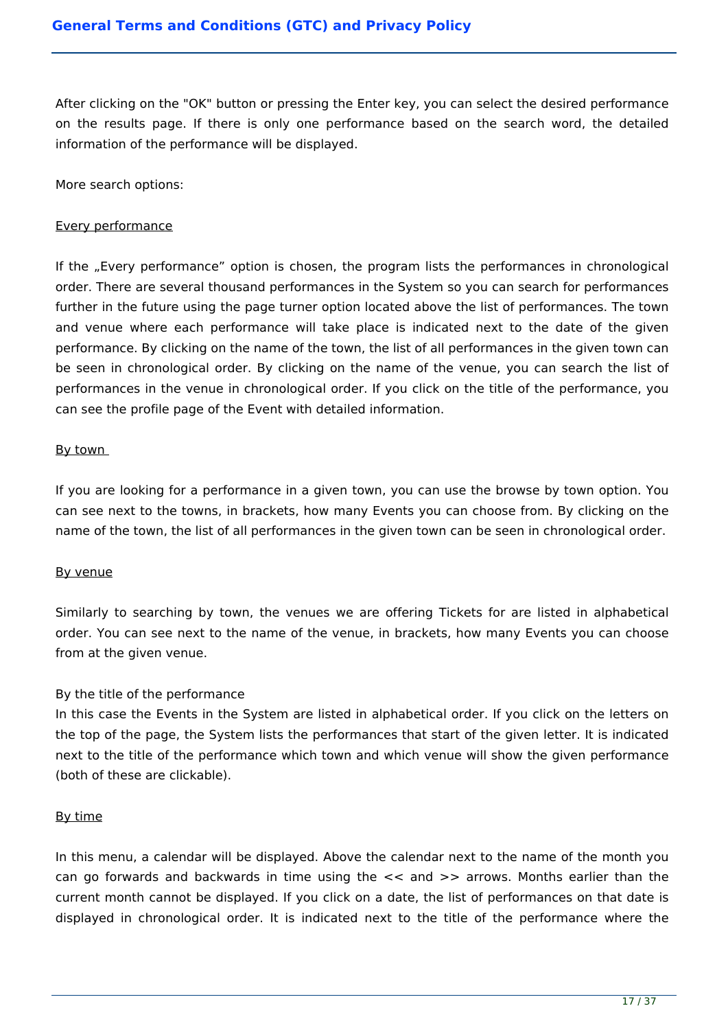After clicking on the "OK" button or pressing the Enter key, you can select the desired performance on the results page. If there is only one performance based on the search word, the detailed information of the performance will be displayed.

More search options:

<u>Every performance</u>

If the „Every performance" option is chosen, the program lists the performances in chronological order. There are several thousand performances in the System so you can search for performances further in the future using the page turner option located above the list of performances. The town and venue where each performance will take place is indicated next to the date of the given performance. By clicking on the name of the town, the list of all performances in the given town can be seen in chronological order. By clicking on the name of the venue, you can search the list of performances in the venue in chronological order. If you click on the title of the performance, you can see the profile page of the Event with detailed information.

<u>By town</u>

If you are looking for a performance in a given town, you can use the browse by town option. You can see next to the towns, in brackets, how many Events you can choose from. By clicking on the name of the town, the list of all performances in the given town can be seen in chronological order.

<u>By venue</u>

Similarly to searching by town, the venues we are offering Tickets for are listed in alphabetical order. You can see next to the name of the venue, in brackets, how many Events you can choose from at the given venue.

By the title of the performance

In this case the Events in the System are listed in alphabetical order. If you click on the letters on the top of the page, the System lists the performances that start of the given letter. It is indicated next to the title of the performance which town and which venue will show the given performance (both of these are clickable).

<u>By time</u>

In this menu, a calendar will be displayed. Above the calendar next to the name of the month you can go forwards and backwards in time using the << and >> arrows. Months earlier than the current month cannot be displayed. If you click on a date, the list of performances on that date is displayed in chronological order. It is indicated next to the title of the performance where the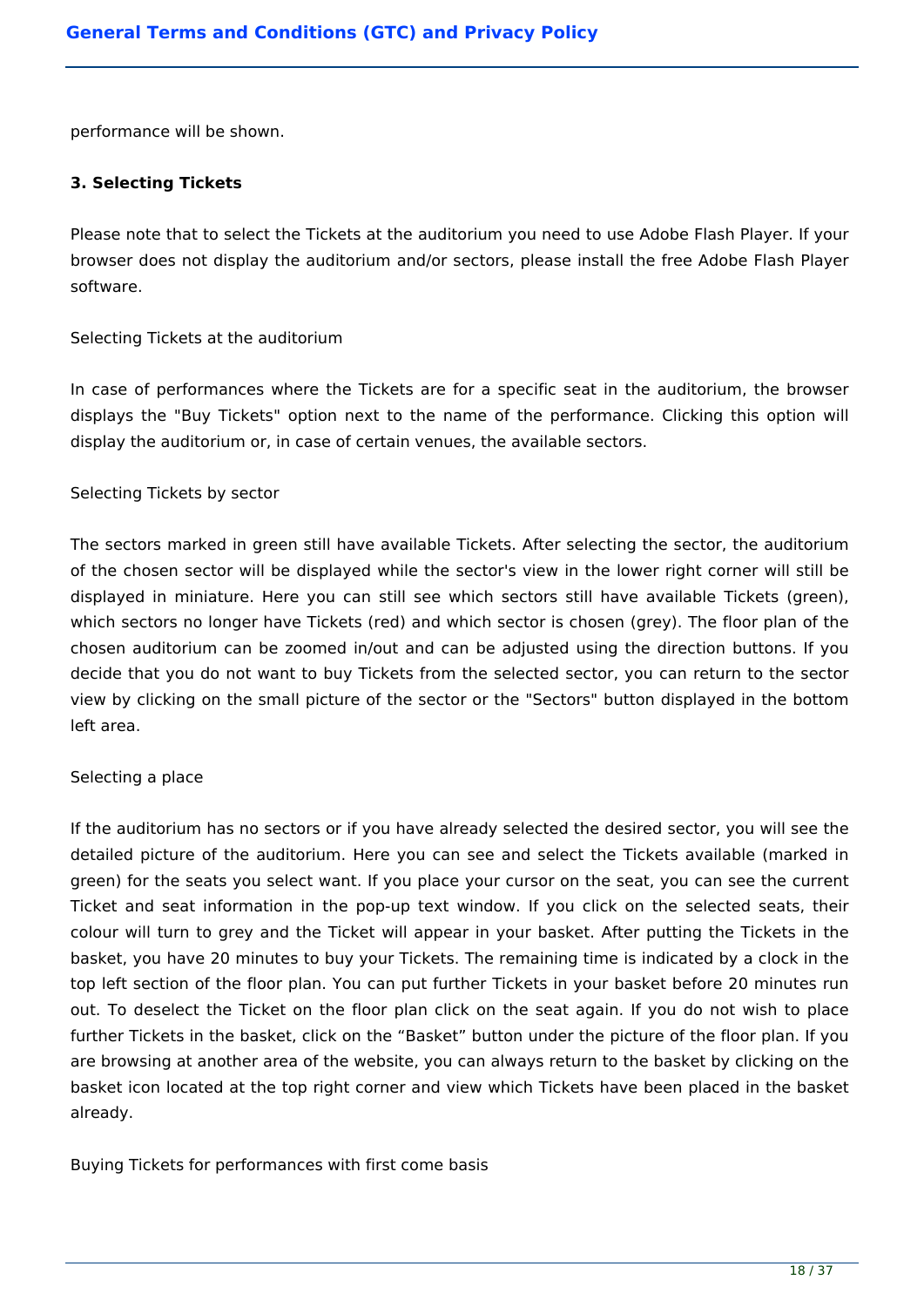performance will be shown.

**3. Selecting Tickets**

Please note that to select the Tickets at the auditorium you need to use Adobe Flash Player. If your browser does not display the auditorium and/or sectors, please install the free Adobe Flash Player software.

Selecting Tickets at the auditorium

In case of performances where the Tickets are for a specific seat in the auditorium, the browser displays the "Buy Tickets" option next to the name of the performance. Clicking this option will display the auditorium or, in case of certain venues, the available sectors.

Selecting Tickets by sector

The sectors marked in green still have available Tickets. After selecting the sector, the auditorium of the chosen sector will be displayed while the sector's view in the lower right corner will still be displayed in miniature. Here you can still see which sectors still have available Tickets (green), which sectors no longer have Tickets (red) and which sector is chosen (grey). The floor plan of the chosen auditorium can be zoomed in/out and can be adjusted using the direction buttons. If you decide that you do not want to buy Tickets from the selected sector, you can return to the sector view by clicking on the small picture of the sector or the "Sectors" button displayed in the bottom left area.

Selecting a place

If the auditorium has no sectors or if you have already selected the desired sector, you will see the detailed picture of the auditorium. Here you can see and select the Tickets available (marked in green) for the seats you select want. If you place your cursor on the seat, you can see the current Ticket and seat information in the pop-up text window. If you click on the selected seats, their colour will turn to grey and the Ticket will appear in your basket. After putting the Tickets in the basket, you have 20 minutes to buy your Tickets. The remaining time is indicated by a clock in the top left section of the floor plan. You can put further Tickets in your basket before 20 minutes run out. To deselect the Ticket on the floor plan click on the seat again. If you do not wish to place further Tickets in the basket, click on the “Basket” button under the picture of the floor plan. If you are browsing at another area of the website, you can always return to the basket by clicking on the basket icon located at the top right corner and view which Tickets have been placed in the basket already.

Buying Tickets for performances with first come basis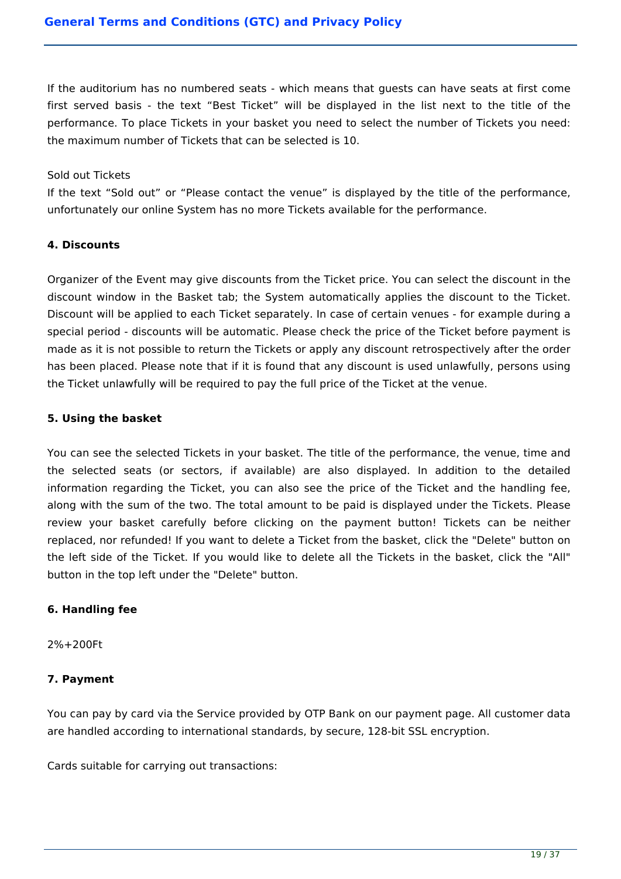If the auditorium has no numbered seats - which means that guests can have seats at first come first served basis - the text “Best Ticket” will be displayed in the list next to the title of the performance. To place Tickets in your basket you need to select the number of Tickets you need: the maximum number of Tickets that can be selected is 10.

Sold out Tickets

If the text “Sold out” or “Please contact the venue” is displayed by the title of the performance, unfortunately our online System has no more Tickets available for the performance.

**4. Discounts**

Organizer of the Event may give discounts from the Ticket price. You can select the discount in the discount window in the Basket tab; the System automatically applies the discount to the Ticket. Discount will be applied to each Ticket separately. In case of certain venues - for example during a special period - discounts will be automatic. Please check the price of the Ticket before payment is made as it is not possible to return the Tickets or apply any discount retrospectively after the order has been placed. Please note that if it is found that any discount is used unlawfully, persons using the Ticket unlawfully will be required to pay the full price of the Ticket at the venue.

**5. Using the basket**

You can see the selected Tickets in your basket. The title of the performance, the venue, time and the selected seats (or sectors, if available) are also displayed. In addition to the detailed information regarding the Ticket, you can also see the price of the Ticket and the handling fee, along with the sum of the two. The total amount to be paid is displayed under the Tickets. Please review your basket carefully before clicking on the payment button! Tickets can be neither replaced, nor refunded! If you want to delete a Ticket from the basket, click the "Delete" button on the left side of the Ticket. If you would like to delete all the Tickets in the basket, click the "All" button in the top left under the "Delete" button.

**6. Handling fee**

2%+200Ft

**7. Payment**

You can pay by card via the Service provided by OTP Bank on our payment page. All customer data are handled according to international standards, by secure, 128-bit SSL encryption.

Cards suitable for carrying out transactions: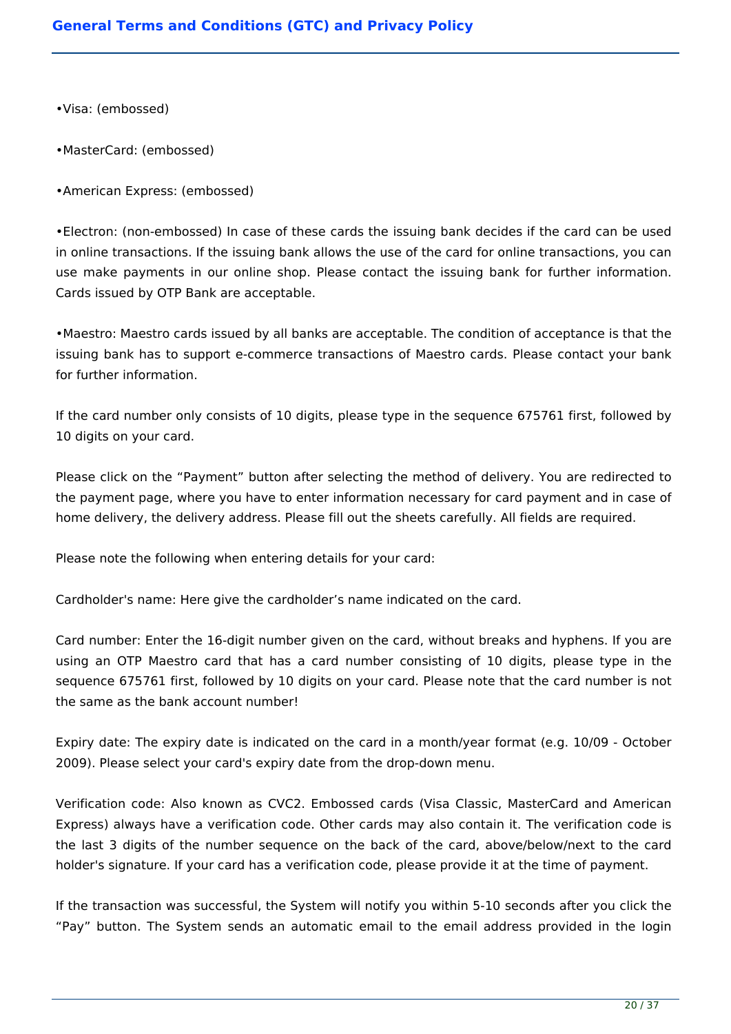- Visa: (embossed)

- MasterCard: (embossed)

- American Express: (embossed)

- Electron: (non-embossed) In case of these cards the issuing bank decides if the card can be used in online transactions. If the issuing bank allows the use of the card for online transactions, you can use make payments in our online shop. Please contact the issuing bank for further information. Cards issued by OTP Bank are acceptable.

- Maestro: Maestro cards issued by all banks are acceptable. The condition of acceptance is that the issuing bank has to support e-commerce transactions of Maestro cards. Please contact your bank for further information.

If the card number only consists of 10 digits, please type in the sequence 675761 first, followed by 10 digits on your card.

Please click on the “Payment” button after selecting the method of delivery. You are redirected to the payment page, where you have to enter information necessary for card payment and in case of home delivery, the delivery address. Please fill out the sheets carefully. All fields are required.

Please note the following when entering details for your card:

Cardholder's name: Here give the cardholder’s name indicated on the card.

Card number: Enter the 16-digit number given on the card, without breaks and hyphens. If you are using an OTP Maestro card that has a card number consisting of 10 digits, please type in the sequence 675761 first, followed by 10 digits on your card. Please note that the card number is not the same as the bank account number!

Expiry date: The expiry date is indicated on the card in a month/year format (e.g. 10/09 - October 2009). Please select your card's expiry date from the drop-down menu.

Verification code: Also known as CVC2. Embossed cards (Visa Classic, MasterCard and American Express) always have a verification code. Other cards may also contain it. The verification code is the last 3 digits of the number sequence on the back of the card, above/below/next to the card holder's signature. If your card has a verification code, please provide it at the time of payment.

If the transaction was successful, the System will notify you within 5-10 seconds after you click the “Pay” button. The System sends an automatic email to the email address provided in the login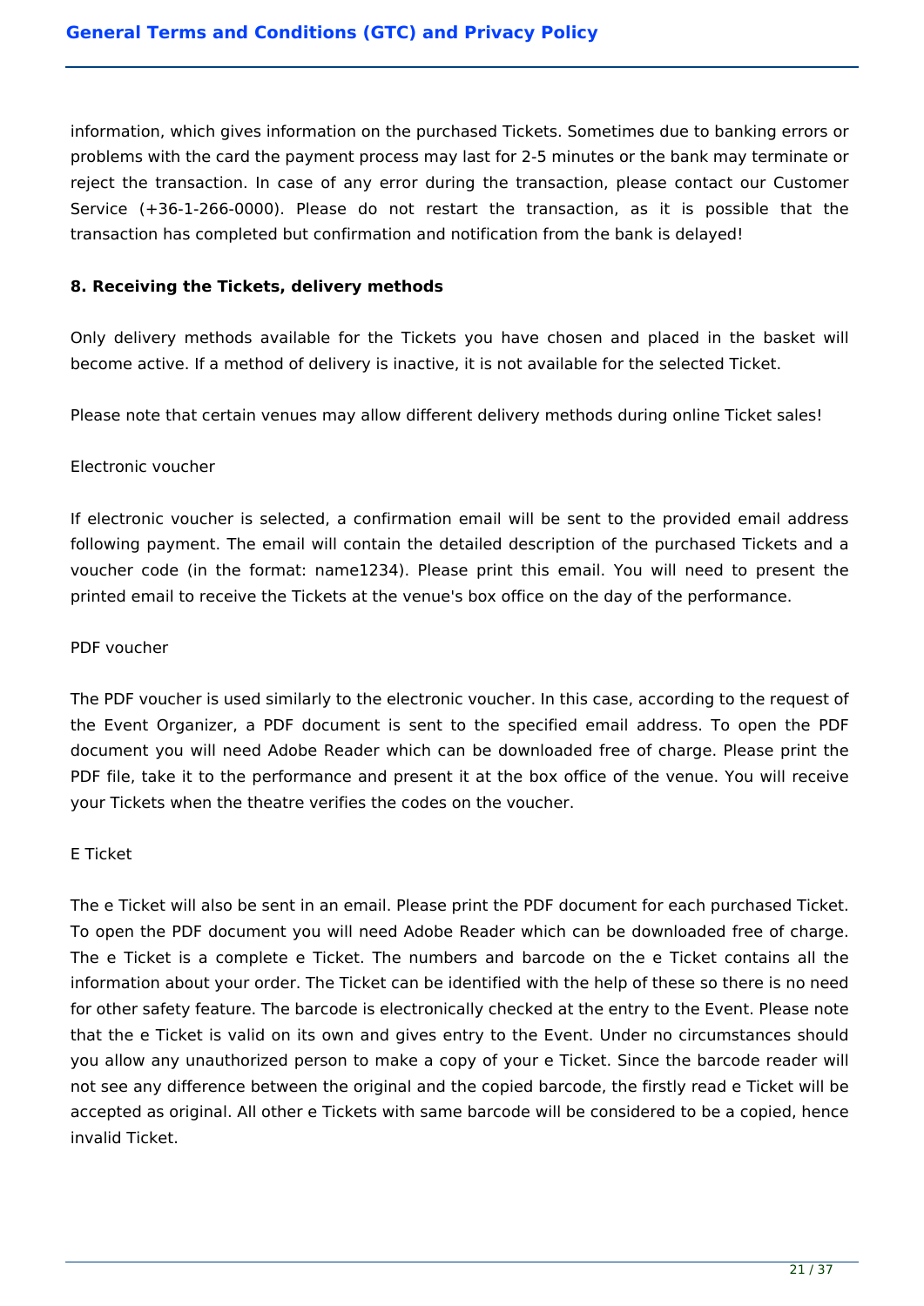information, which gives information on the purchased Tickets. Sometimes due to banking errors or problems with the card the payment process may last for 2-5 minutes or the bank may terminate or reject the transaction. In case of any error during the transaction, please contact our Customer Service (+36-1-266-0000). Please do not restart the transaction, as it is possible that the transaction has completed but confirmation and notification from the bank is delayed!

**8. Receiving the Tickets, delivery methods**

Only delivery methods available for the Tickets you have chosen and placed in the basket will become active. If a method of delivery is inactive, it is not available for the selected Ticket.

Please note that certain venues may allow different delivery methods during online Ticket sales!

Electronic voucher

If electronic voucher is selected, a confirmation email will be sent to the provided email address following payment. The email will contain the detailed description of the purchased Tickets and a voucher code (in the format: name1234). Please print this email. You will need to present the printed email to receive the Tickets at the venue's box office on the day of the performance.

PDF voucher

The PDF voucher is used similarly to the electronic voucher. In this case, according to the request of the Event Organizer, a PDF document is sent to the specified email address. To open the PDF document you will need Adobe Reader which can be downloaded free of charge. Please print the PDF file, take it to the performance and present it at the box office of the venue. You will receive your Tickets when the theatre verifies the codes on the voucher.

E Ticket

The e Ticket will also be sent in an email. Please print the PDF document for each purchased Ticket. To open the PDF document you will need Adobe Reader which can be downloaded free of charge. The e Ticket is a complete e Ticket. The numbers and barcode on the e Ticket contains all the information about your order. The Ticket can be identified with the help of these so there is no need for other safety feature. The barcode is electronically checked at the entry to the Event. Please note that the e Ticket is valid on its own and gives entry to the Event. Under no circumstances should you allow any unauthorized person to make a copy of your e Ticket. Since the barcode reader will not see any difference between the original and the copied barcode, the firstly read e Ticket will be accepted as original. All other e Tickets with same barcode will be considered to be a copied, hence invalid Ticket.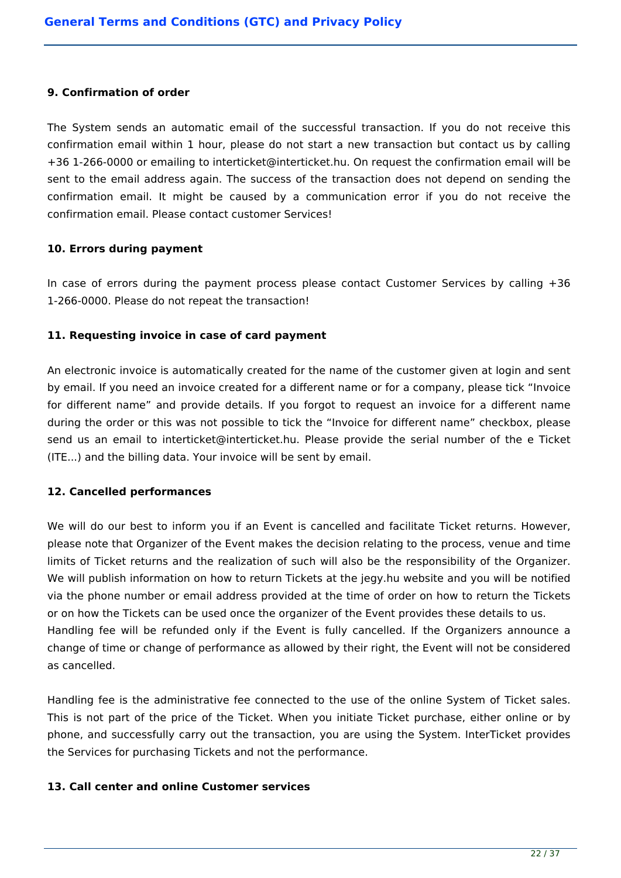### 9. Confirmation of order

The System sends an automatic email of the successful transaction. If you do not receive this confirmation email within 1 hour, please do not start a new transaction but contact us by calling +36 1-266-0000 or emailing to interticket@interticket.hu. On request the confirmation email will be sent to the email address again. The success of the transaction does not depend on sending the confirmation email. It might be caused by a communication error if you do not receive the confirmation email. Please contact customer Services!

### 10. Errors during payment

In case of errors during the payment process please contact Customer Services by calling +36 1-266-0000. Please do not repeat the transaction!

### 11. Requesting invoice in case of card payment

An electronic invoice is automatically created for the name of the customer given at login and sent by email. If you need an invoice created for a different name or for a company, please tick “Invoice for different name” and provide details. If you forgot to request an invoice for a different name during the order or this was not possible to tick the “Invoice for different name” checkbox, please send us an email to interticket@interticket.hu. Please provide the serial number of the e Ticket (ITE...) and the billing data. Your invoice will be sent by email.

### 12. Cancelled performances

We will do our best to inform you if an Event is cancelled and facilitate Ticket returns. However, please note that Organizer of the Event makes the decision relating to the process, venue and time limits of Ticket returns and the realization of such will also be the responsibility of the Organizer. We will publish information on how to return Tickets at the jegy.hu website and you will be notified via the phone number or email address provided at the time of order on how to return the Tickets or on how the Tickets can be used once the organizer of the Event provides these details to us.
Handling fee will be refunded only if the Event is fully cancelled. If the Organizers announce a change of time or change of performance as allowed by their right, the Event will not be considered as cancelled.

Handling fee is the administrative fee connected to the use of the online System of Ticket sales. This is not part of the price of the Ticket. When you initiate Ticket purchase, either online or by phone, and successfully carry out the transaction, you are using the System. InterTicket provides the Services for purchasing Tickets and not the performance.

### 13. Call center and online Customer services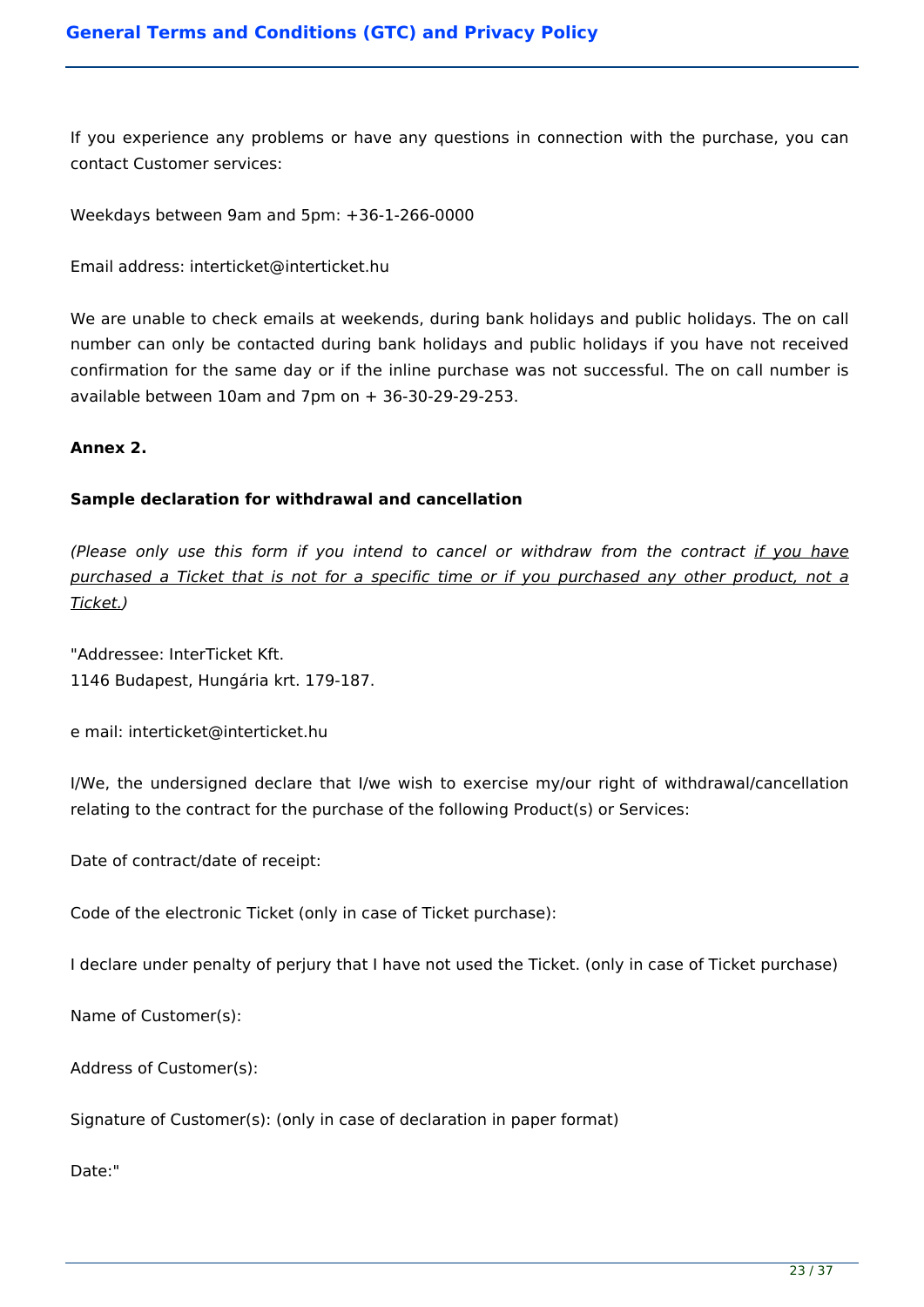If you experience any problems or have any questions in connection with the purchase, you can contact Customer services:

Weekdays between 9am and 5pm: +36-1-266-0000

Email address: interticket@interticket.hu

We are unable to check emails at weekends, during bank holidays and public holidays. The on call number can only be contacted during bank holidays and public holidays if you have not received confirmation for the same day or if the inline purchase was not successful. The on call number is available between 10am and 7pm on + 36-30-29-29-253.

**Annex 2.**

**Sample declaration for withdrawal and cancellation**

*(Please only use this form if you intend to cancel or withdraw from the contract <u>if you have purchased a Ticket that is not for a specific time or if you purchased any other product, not a Ticket.</u>)*

"Addressee: InterTicket Kft.
1146 Budapest, Hungária krt. 179-187.

e mail: interticket@interticket.hu

I/We, the undersigned declare that I/we wish to exercise my/our right of withdrawal/cancellation relating to the contract for the purchase of the following Product(s) or Services:

Date of contract/date of receipt:

Code of the electronic Ticket (only in case of Ticket purchase):

I declare under penalty of perjury that I have not used the Ticket. (only in case of Ticket purchase)

Name of Customer(s):

Address of Customer(s):

Signature of Customer(s): (only in case of declaration in paper format)

Date:"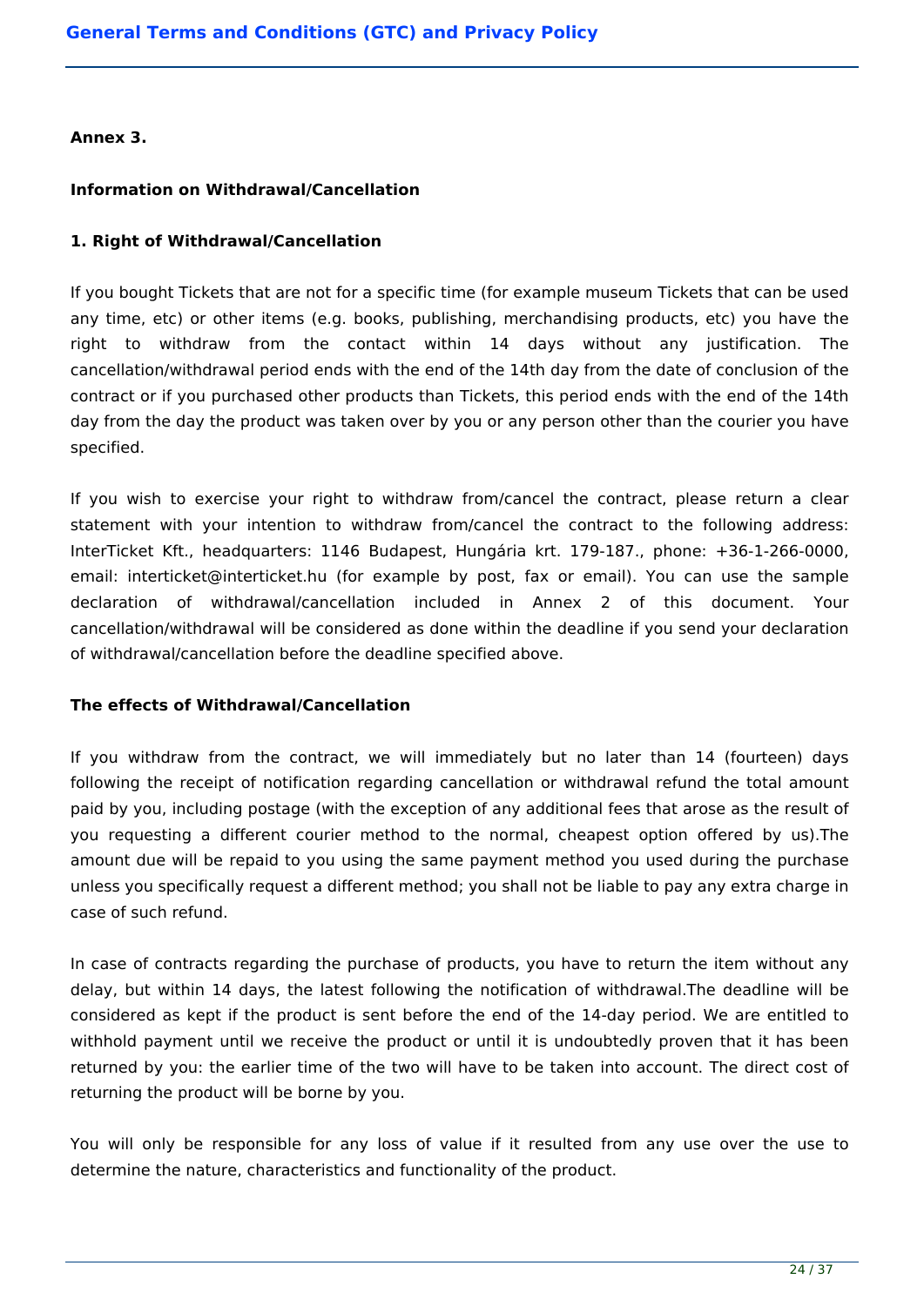**Annex 3.**

**Information on Withdrawal/Cancellation**

**1. Right of Withdrawal/Cancellation**

If you bought Tickets that are not for a specific time (for example museum Tickets that can be used any time, etc) or other items (e.g. books, publishing, merchandising products, etc) you have the right to withdraw from the contact within 14 days without any justification. The cancellation/withdrawal period ends with the end of the 14th day from the date of conclusion of the contract or if you purchased other products than Tickets, this period ends with the end of the 14th day from the day the product was taken over by you or any person other than the courier you have specified.

If you wish to exercise your right to withdraw from/cancel the contract, please return a clear statement with your intention to withdraw from/cancel the contract to the following address: InterTicket Kft., headquarters: 1146 Budapest, Hungária krt. 179-187., phone: +36-1-266-0000, email: interticket@interticket.hu (for example by post, fax or email). You can use the sample declaration of withdrawal/cancellation included in Annex 2 of this document. Your cancellation/withdrawal will be considered as done within the deadline if you send your declaration of withdrawal/cancellation before the deadline specified above.

**The effects of Withdrawal/Cancellation**

If you withdraw from the contract, we will immediately but no later than 14 (fourteen) days following the receipt of notification regarding cancellation or withdrawal refund the total amount paid by you, including postage (with the exception of any additional fees that arose as the result of you requesting a different courier method to the normal, cheapest option offered by us).The amount due will be repaid to you using the same payment method you used during the purchase unless you specifically request a different method; you shall not be liable to pay any extra charge in case of such refund.

In case of contracts regarding the purchase of products, you have to return the item without any delay, but within 14 days, the latest following the notification of withdrawal.The deadline will be considered as kept if the product is sent before the end of the 14-day period. We are entitled to withhold payment until we receive the product or until it is undoubtedly proven that it has been returned by you: the earlier time of the two will have to be taken into account. The direct cost of returning the product will be borne by you.

You will only be responsible for any loss of value if it resulted from any use over the use to determine the nature, characteristics and functionality of the product.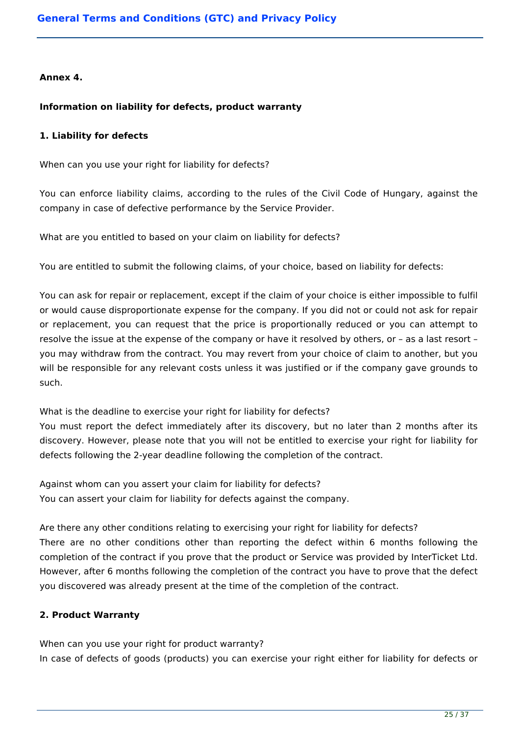**Annex 4.**

**Information on liability for defects, product warranty**

**1. Liability for defects**

When can you use your right for liability for defects?

You can enforce liability claims, according to the rules of the Civil Code of Hungary, against the company in case of defective performance by the Service Provider.

What are you entitled to based on your claim on liability for defects?

You are entitled to submit the following claims, of your choice, based on liability for defects:

You can ask for repair or replacement, except if the claim of your choice is either impossible to fulfil or would cause disproportionate expense for the company. If you did not or could not ask for repair or replacement, you can request that the price is proportionally reduced or you can attempt to resolve the issue at the expense of the company or have it resolved by others, or – as a last resort – you may withdraw from the contract. You may revert from your choice of claim to another, but you will be responsible for any relevant costs unless it was justified or if the company gave grounds to such.

What is the deadline to exercise your right for liability for defects?
You must report the defect immediately after its discovery, but no later than 2 months after its discovery. However, please note that you will not be entitled to exercise your right for liability for defects following the 2-year deadline following the completion of the contract.

Against whom can you assert your claim for liability for defects?
You can assert your claim for liability for defects against the company.

Are there any other conditions relating to exercising your right for liability for defects?
There are no other conditions other than reporting the defect within 6 months following the completion of the contract if you prove that the product or Service was provided by InterTicket Ltd. However, after 6 months following the completion of the contract you have to prove that the defect you discovered was already present at the time of the completion of the contract.

**2. Product Warranty**

When can you use your right for product warranty?
In case of defects of goods (products) you can exercise your right either for liability for defects or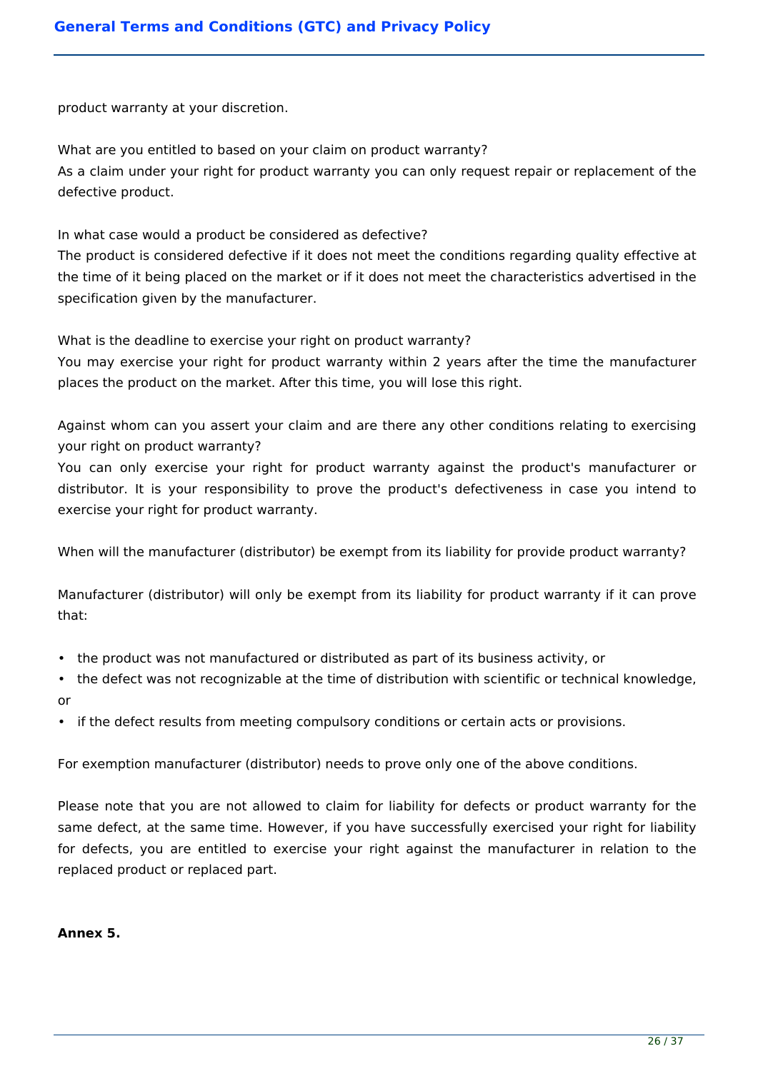product warranty at your discretion.

What are you entitled to based on your claim on product warranty?
As a claim under your right for product warranty you can only request repair or replacement of the defective product.

In what case would a product be considered as defective?
The product is considered defective if it does not meet the conditions regarding quality effective at the time of it being placed on the market or if it does not meet the characteristics advertised in the specification given by the manufacturer.

What is the deadline to exercise your right on product warranty?
You may exercise your right for product warranty within 2 years after the time the manufacturer places the product on the market. After this time, you will lose this right.

Against whom can you assert your claim and are there any other conditions relating to exercising your right on product warranty?
You can only exercise your right for product warranty against the product's manufacturer or distributor. It is your responsibility to prove the product's defectiveness in case you intend to exercise your right for product warranty.

When will the manufacturer (distributor) be exempt from its liability for provide product warranty?

Manufacturer (distributor) will only be exempt from its liability for product warranty if it can prove that:

- the product was not manufactured or distributed as part of its business activity, or
- the defect was not recognizable at the time of distribution with scientific or technical knowledge, or
- if the defect results from meeting compulsory conditions or certain acts or provisions.

For exemption manufacturer (distributor) needs to prove only one of the above conditions.

Please note that you are not allowed to claim for liability for defects or product warranty for the same defect, at the same time. However, if you have successfully exercised your right for liability for defects, you are entitled to exercise your right against the manufacturer in relation to the replaced product or replaced part.

**Annex 5.**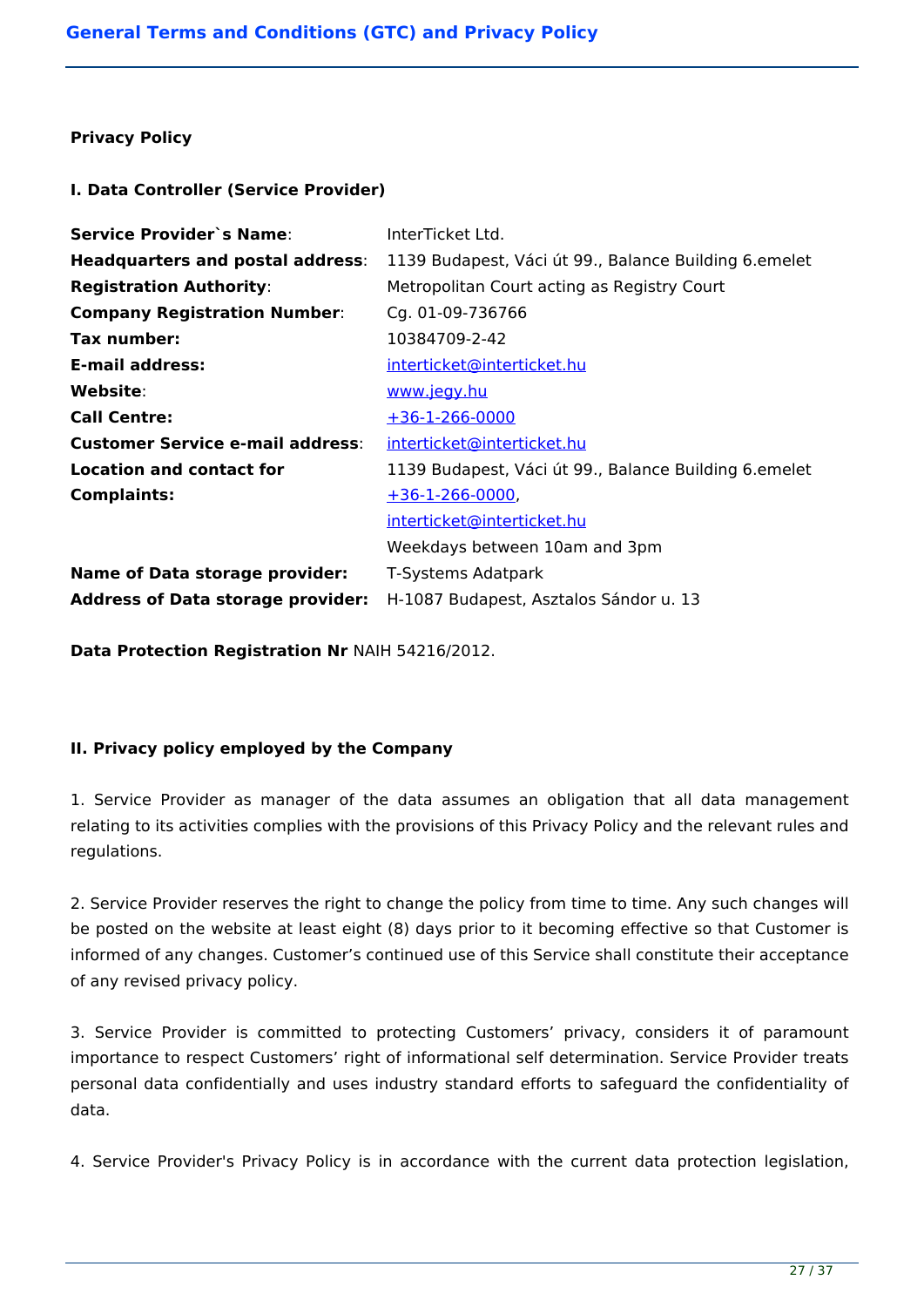**Privacy Policy**

**I. Data Controller (Service Provider)**

| | |
|---|---|
| **Service Provider`s Name**: | InterTicket Ltd. |
| **Headquarters and postal address**: | 1139 Budapest, Váci út 99., Balance Building 6.emelet |
| **Registration Authority**: | Metropolitan Court acting as Registry Court |
| **Company Registration Number**: | Cg. 01-09-736766 |
| **Tax number:** | 10384709-2-42 |
| **E-mail address:** | interticket@interticket.hu |
| **Website**: | www.jegy.hu |
| **Call Centre:** | +36-1-266-0000 |
| **Customer Service e-mail address**: | interticket@interticket.hu |
| **Location and contact for Complaints:** | 1139 Budapest, Váci út 99., Balance Building 6.emelet<br>+36-1-266-0000,<br>interticket@interticket.hu<br>Weekdays between 10am and 3pm |
| **Name of Data storage provider:** | T-Systems Adatpark |
| **Address of Data storage provider:** | H-1087 Budapest, Asztalos Sándor u. 13 |

**Data Protection Registration Nr** NAIH 54216/2012.

**II. Privacy policy employed by the Company**

1. Service Provider as manager of the data assumes an obligation that all data management relating to its activities complies with the provisions of this Privacy Policy and the relevant rules and regulations.

2. Service Provider reserves the right to change the policy from time to time. Any such changes will be posted on the website at least eight (8) days prior to it becoming effective so that Customer is informed of any changes. Customer's continued use of this Service shall constitute their acceptance of any revised privacy policy.

3. Service Provider is committed to protecting Customers' privacy, considers it of paramount importance to respect Customers' right of informational self determination. Service Provider treats personal data confidentially and uses industry standard efforts to safeguard the confidentiality of data.

4. Service Provider's Privacy Policy is in accordance with the current data protection legislation,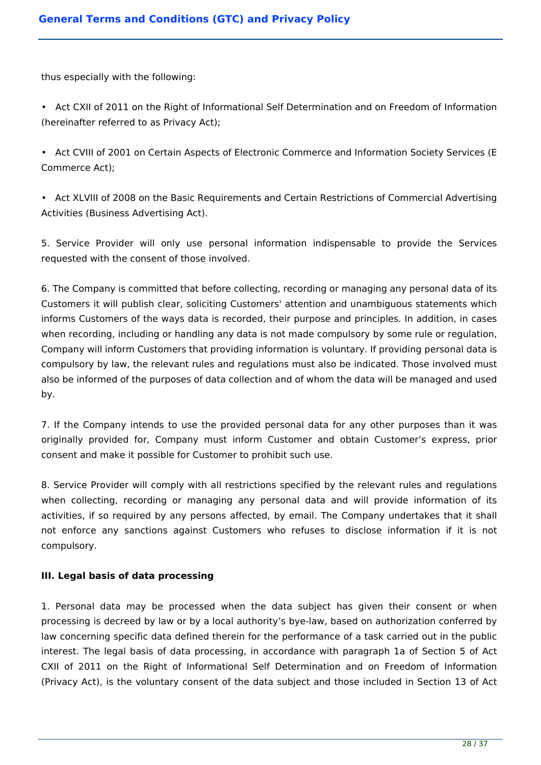thus especially with the following:

- Act CXII of 2011 on the Right of Informational Self Determination and on Freedom of Information (hereinafter referred to as Privacy Act);

- Act CVIII of 2001 on Certain Aspects of Electronic Commerce and Information Society Services (E Commerce Act);

- Act XLVIII of 2008 on the Basic Requirements and Certain Restrictions of Commercial Advertising Activities (Business Advertising Act).

5. Service Provider will only use personal information indispensable to provide the Services requested with the consent of those involved.

6. The Company is committed that before collecting, recording or managing any personal data of its Customers it will publish clear, soliciting Customers' attention and unambiguous statements which informs Customers of the ways data is recorded, their purpose and principles. In addition, in cases when recording, including or handling any data is not made compulsory by some rule or regulation, Company will inform Customers that providing information is voluntary. If providing personal data is compulsory by law, the relevant rules and regulations must also be indicated. Those involved must also be informed of the purposes of data collection and of whom the data will be managed and used by.

7. If the Company intends to use the provided personal data for any other purposes than it was originally provided for, Company must inform Customer and obtain Customer's express, prior consent and make it possible for Customer to prohibit such use.

8. Service Provider will comply with all restrictions specified by the relevant rules and regulations when collecting, recording or managing any personal data and will provide information of its activities, if so required by any persons affected, by email. The Company undertakes that it shall not enforce any sanctions against Customers who refuses to disclose information if it is not compulsory.

### III. Legal basis of data processing

1. Personal data may be processed when the data subject has given their consent or when processing is decreed by law or by a local authority's bye-law, based on authorization conferred by law concerning specific data defined therein for the performance of a task carried out in the public interest. The legal basis of data processing, in accordance with paragraph 1a of Section 5 of Act CXII of 2011 on the Right of Informational Self Determination and on Freedom of Information (Privacy Act), is the voluntary consent of the data subject and those included in Section 13 of Act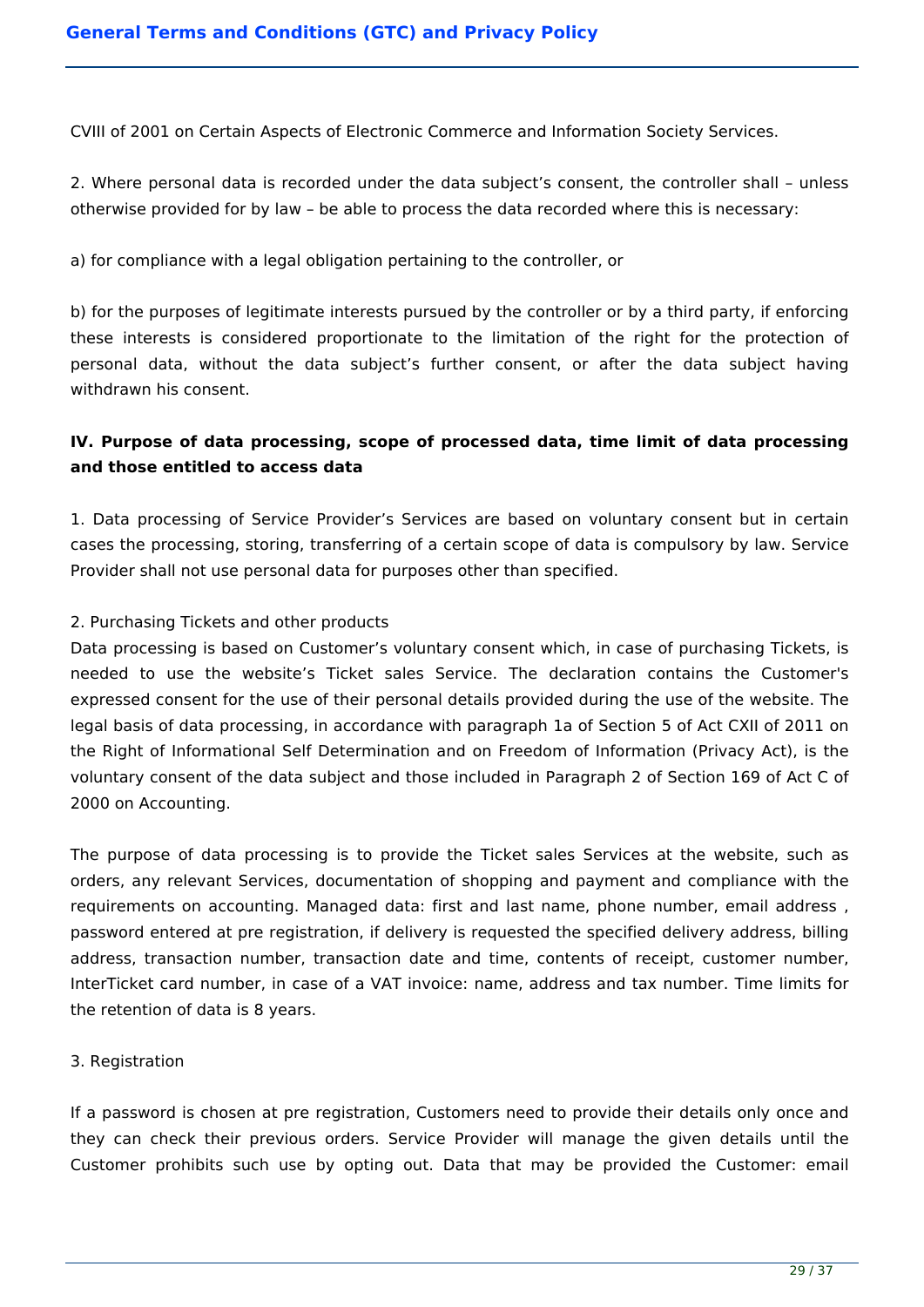CVIII of 2001 on Certain Aspects of Electronic Commerce and Information Society Services.

2. Where personal data is recorded under the data subject's consent, the controller shall – unless otherwise provided for by law – be able to process the data recorded where this is necessary:

a) for compliance with a legal obligation pertaining to the controller, or

b) for the purposes of legitimate interests pursued by the controller or by a third party, if enforcing these interests is considered proportionate to the limitation of the right for the protection of personal data, without the data subject's further consent, or after the data subject having withdrawn his consent.

**IV. Purpose of data processing, scope of processed data, time limit of data processing and those entitled to access data**

1. Data processing of Service Provider's Services are based on voluntary consent but in certain cases the processing, storing, transferring of a certain scope of data is compulsory by law. Service Provider shall not use personal data for purposes other than specified.

2. Purchasing Tickets and other products

Data processing is based on Customer's voluntary consent which, in case of purchasing Tickets, is needed to use the website's Ticket sales Service. The declaration contains the Customer's expressed consent for the use of their personal details provided during the use of the website. The legal basis of data processing, in accordance with paragraph 1a of Section 5 of Act CXII of 2011 on the Right of Informational Self Determination and on Freedom of Information (Privacy Act), is the voluntary consent of the data subject and those included in Paragraph 2 of Section 169 of Act C of 2000 on Accounting.

The purpose of data processing is to provide the Ticket sales Services at the website, such as orders, any relevant Services, documentation of shopping and payment and compliance with the requirements on accounting. Managed data: first and last name, phone number, email address , password entered at pre registration, if delivery is requested the specified delivery address, billing address, transaction number, transaction date and time, contents of receipt, customer number, InterTicket card number, in case of a VAT invoice: name, address and tax number. Time limits for the retention of data is 8 years.

3. Registration

If a password is chosen at pre registration, Customers need to provide their details only once and they can check their previous orders. Service Provider will manage the given details until the Customer prohibits such use by opting out. Data that may be provided the Customer: email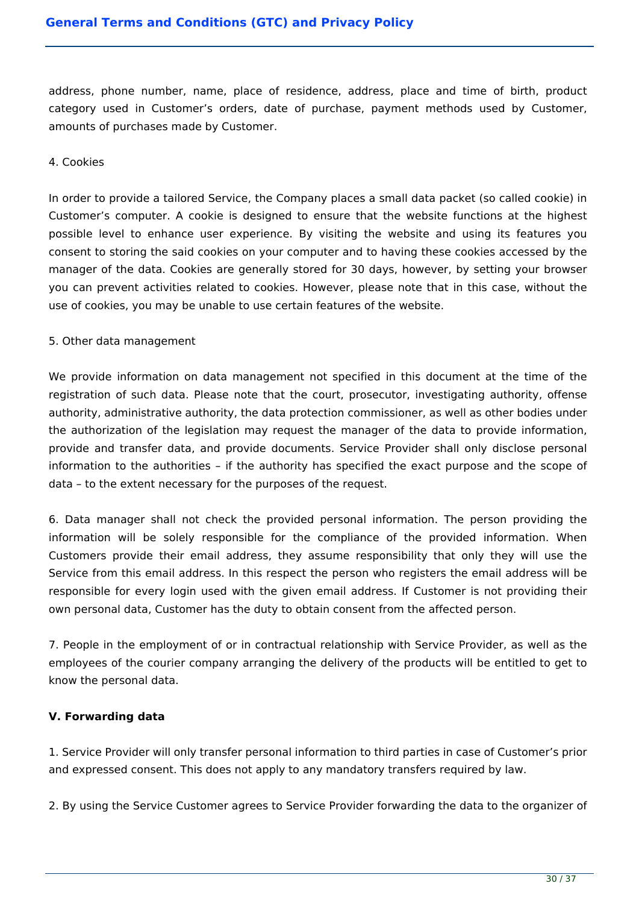address, phone number, name, place of residence, address, place and time of birth, product category used in Customer's orders, date of purchase, payment methods used by Customer, amounts of purchases made by Customer.

4. Cookies

In order to provide a tailored Service, the Company places a small data packet (so called cookie) in Customer's computer. A cookie is designed to ensure that the website functions at the highest possible level to enhance user experience. By visiting the website and using its features you consent to storing the said cookies on your computer and to having these cookies accessed by the manager of the data. Cookies are generally stored for 30 days, however, by setting your browser you can prevent activities related to cookies. However, please note that in this case, without the use of cookies, you may be unable to use certain features of the website.

5. Other data management

We provide information on data management not specified in this document at the time of the registration of such data. Please note that the court, prosecutor, investigating authority, offense authority, administrative authority, the data protection commissioner, as well as other bodies under the authorization of the legislation may request the manager of the data to provide information, provide and transfer data, and provide documents. Service Provider shall only disclose personal information to the authorities – if the authority has specified the exact purpose and the scope of data – to the extent necessary for the purposes of the request.

6. Data manager shall not check the provided personal information. The person providing the information will be solely responsible for the compliance of the provided information. When Customers provide their email address, they assume responsibility that only they will use the Service from this email address. In this respect the person who registers the email address will be responsible for every login used with the given email address. If Customer is not providing their own personal data, Customer has the duty to obtain consent from the affected person.

7. People in the employment of or in contractual relationship with Service Provider, as well as the employees of the courier company arranging the delivery of the products will be entitled to get to know the personal data.

**V. Forwarding data**

1. Service Provider will only transfer personal information to third parties in case of Customer's prior and expressed consent. This does not apply to any mandatory transfers required by law.

2. By using the Service Customer agrees to Service Provider forwarding the data to the organizer of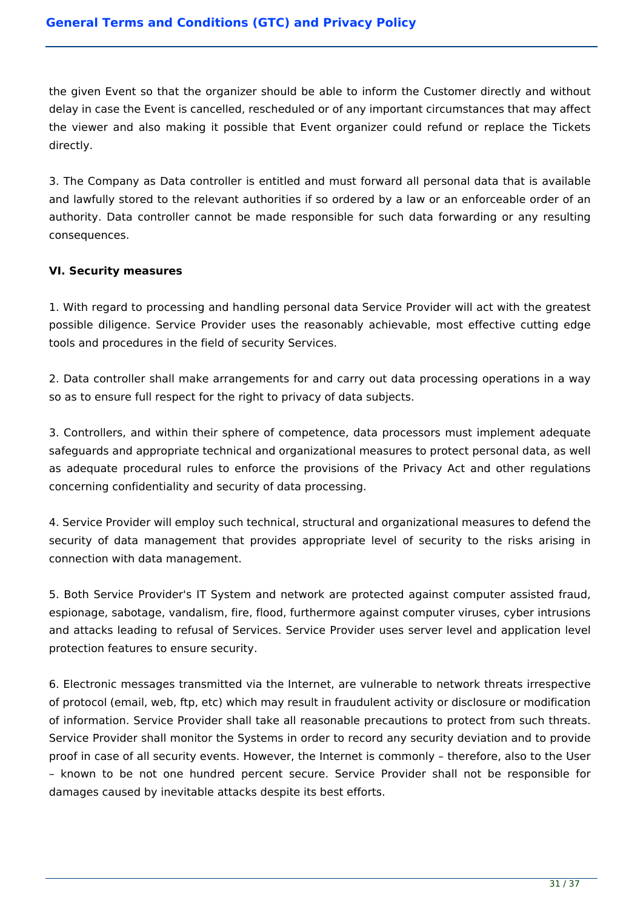the given Event so that the organizer should be able to inform the Customer directly and without delay in case the Event is cancelled, rescheduled or of any important circumstances that may affect the viewer and also making it possible that Event organizer could refund or replace the Tickets directly.

3. The Company as Data controller is entitled and must forward all personal data that is available and lawfully stored to the relevant authorities if so ordered by a law or an enforceable order of an authority. Data controller cannot be made responsible for such data forwarding or any resulting consequences.

**VI. Security measures**

1. With regard to processing and handling personal data Service Provider will act with the greatest possible diligence. Service Provider uses the reasonably achievable, most effective cutting edge tools and procedures in the field of security Services.

2. Data controller shall make arrangements for and carry out data processing operations in a way so as to ensure full respect for the right to privacy of data subjects.

3. Controllers, and within their sphere of competence, data processors must implement adequate safeguards and appropriate technical and organizational measures to protect personal data, as well as adequate procedural rules to enforce the provisions of the Privacy Act and other regulations concerning confidentiality and security of data processing.

4. Service Provider will employ such technical, structural and organizational measures to defend the security of data management that provides appropriate level of security to the risks arising in connection with data management.

5. Both Service Provider's IT System and network are protected against computer assisted fraud, espionage, sabotage, vandalism, fire, flood, furthermore against computer viruses, cyber intrusions and attacks leading to refusal of Services. Service Provider uses server level and application level protection features to ensure security.

6. Electronic messages transmitted via the Internet, are vulnerable to network threats irrespective of protocol (email, web, ftp, etc) which may result in fraudulent activity or disclosure or modification of information. Service Provider shall take all reasonable precautions to protect from such threats. Service Provider shall monitor the Systems in order to record any security deviation and to provide proof in case of all security events. However, the Internet is commonly – therefore, also to the User – known to be not one hundred percent secure. Service Provider shall not be responsible for damages caused by inevitable attacks despite its best efforts.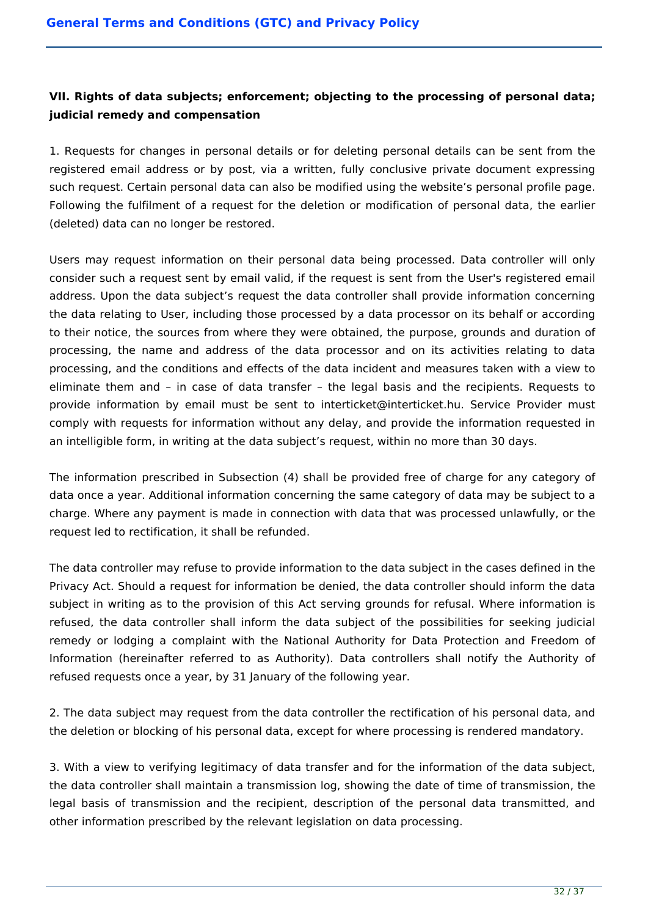### VII. Rights of data subjects; enforcement; objecting to the processing of personal data; judicial remedy and compensation

1. Requests for changes in personal details or for deleting personal details can be sent from the registered email address or by post, via a written, fully conclusive private document expressing such request. Certain personal data can also be modified using the website's personal profile page. Following the fulfilment of a request for the deletion or modification of personal data, the earlier (deleted) data can no longer be restored.

Users may request information on their personal data being processed. Data controller will only consider such a request sent by email valid, if the request is sent from the User's registered email address. Upon the data subject's request the data controller shall provide information concerning the data relating to User, including those processed by a data processor on its behalf or according to their notice, the sources from where they were obtained, the purpose, grounds and duration of processing, the name and address of the data processor and on its activities relating to data processing, and the conditions and effects of the data incident and measures taken with a view to eliminate them and – in case of data transfer – the legal basis and the recipients. Requests to provide information by email must be sent to interticket@interticket.hu. Service Provider must comply with requests for information without any delay, and provide the information requested in an intelligible form, in writing at the data subject's request, within no more than 30 days.

The information prescribed in Subsection (4) shall be provided free of charge for any category of data once a year. Additional information concerning the same category of data may be subject to a charge. Where any payment is made in connection with data that was processed unlawfully, or the request led to rectification, it shall be refunded.

The data controller may refuse to provide information to the data subject in the cases defined in the Privacy Act. Should a request for information be denied, the data controller should inform the data subject in writing as to the provision of this Act serving grounds for refusal. Where information is refused, the data controller shall inform the data subject of the possibilities for seeking judicial remedy or lodging a complaint with the National Authority for Data Protection and Freedom of Information (hereinafter referred to as Authority). Data controllers shall notify the Authority of refused requests once a year, by 31 January of the following year.

2. The data subject may request from the data controller the rectification of his personal data, and the deletion or blocking of his personal data, except for where processing is rendered mandatory.

3. With a view to verifying legitimacy of data transfer and for the information of the data subject, the data controller shall maintain a transmission log, showing the date of time of transmission, the legal basis of transmission and the recipient, description of the personal data transmitted, and other information prescribed by the relevant legislation on data processing.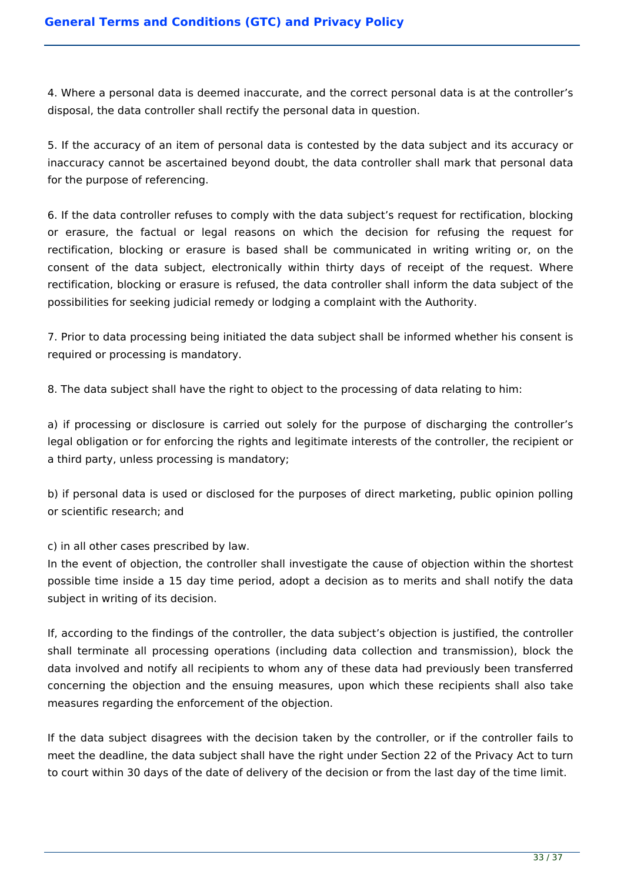4. Where a personal data is deemed inaccurate, and the correct personal data is at the controller's disposal, the data controller shall rectify the personal data in question.

5. If the accuracy of an item of personal data is contested by the data subject and its accuracy or inaccuracy cannot be ascertained beyond doubt, the data controller shall mark that personal data for the purpose of referencing.

6. If the data controller refuses to comply with the data subject's request for rectification, blocking or erasure, the factual or legal reasons on which the decision for refusing the request for rectification, blocking or erasure is based shall be communicated in writing writing or, on the consent of the data subject, electronically within thirty days of receipt of the request. Where rectification, blocking or erasure is refused, the data controller shall inform the data subject of the possibilities for seeking judicial remedy or lodging a complaint with the Authority.

7. Prior to data processing being initiated the data subject shall be informed whether his consent is required or processing is mandatory.

8. The data subject shall have the right to object to the processing of data relating to him:

a) if processing or disclosure is carried out solely for the purpose of discharging the controller's legal obligation or for enforcing the rights and legitimate interests of the controller, the recipient or a third party, unless processing is mandatory;

b) if personal data is used or disclosed for the purposes of direct marketing, public opinion polling or scientific research; and

c) in all other cases prescribed by law.
In the event of objection, the controller shall investigate the cause of objection within the shortest possible time inside a 15 day time period, adopt a decision as to merits and shall notify the data subject in writing of its decision.

If, according to the findings of the controller, the data subject's objection is justified, the controller shall terminate all processing operations (including data collection and transmission), block the data involved and notify all recipients to whom any of these data had previously been transferred concerning the objection and the ensuing measures, upon which these recipients shall also take measures regarding the enforcement of the objection.

If the data subject disagrees with the decision taken by the controller, or if the controller fails to meet the deadline, the data subject shall have the right under Section 22 of the Privacy Act to turn to court within 30 days of the date of delivery of the decision or from the last day of the time limit.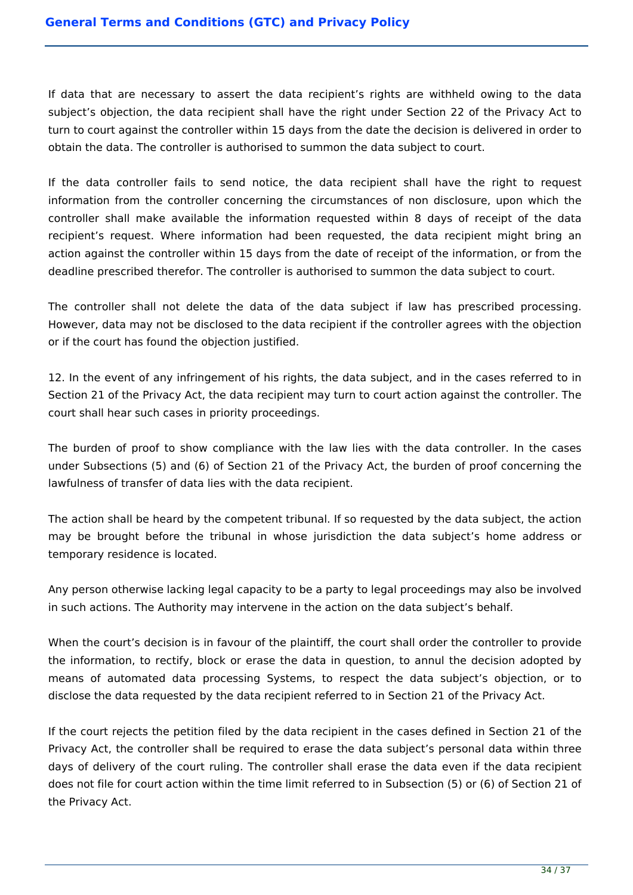If data that are necessary to assert the data recipient's rights are withheld owing to the data subject's objection, the data recipient shall have the right under Section 22 of the Privacy Act to turn to court against the controller within 15 days from the date the decision is delivered in order to obtain the data. The controller is authorised to summon the data subject to court.

If the data controller fails to send notice, the data recipient shall have the right to request information from the controller concerning the circumstances of non disclosure, upon which the controller shall make available the information requested within 8 days of receipt of the data recipient's request. Where information had been requested, the data recipient might bring an action against the controller within 15 days from the date of receipt of the information, or from the deadline prescribed therefor. The controller is authorised to summon the data subject to court.

The controller shall not delete the data of the data subject if law has prescribed processing. However, data may not be disclosed to the data recipient if the controller agrees with the objection or if the court has found the objection justified.

12. In the event of any infringement of his rights, the data subject, and in the cases referred to in Section 21 of the Privacy Act, the data recipient may turn to court action against the controller. The court shall hear such cases in priority proceedings.

The burden of proof to show compliance with the law lies with the data controller. In the cases under Subsections (5) and (6) of Section 21 of the Privacy Act, the burden of proof concerning the lawfulness of transfer of data lies with the data recipient.

The action shall be heard by the competent tribunal. If so requested by the data subject, the action may be brought before the tribunal in whose jurisdiction the data subject's home address or temporary residence is located.

Any person otherwise lacking legal capacity to be a party to legal proceedings may also be involved in such actions. The Authority may intervene in the action on the data subject's behalf.

When the court's decision is in favour of the plaintiff, the court shall order the controller to provide the information, to rectify, block or erase the data in question, to annul the decision adopted by means of automated data processing Systems, to respect the data subject's objection, or to disclose the data requested by the data recipient referred to in Section 21 of the Privacy Act.

If the court rejects the petition filed by the data recipient in the cases defined in Section 21 of the Privacy Act, the controller shall be required to erase the data subject's personal data within three days of delivery of the court ruling. The controller shall erase the data even if the data recipient does not file for court action within the time limit referred to in Subsection (5) or (6) of Section 21 of the Privacy Act.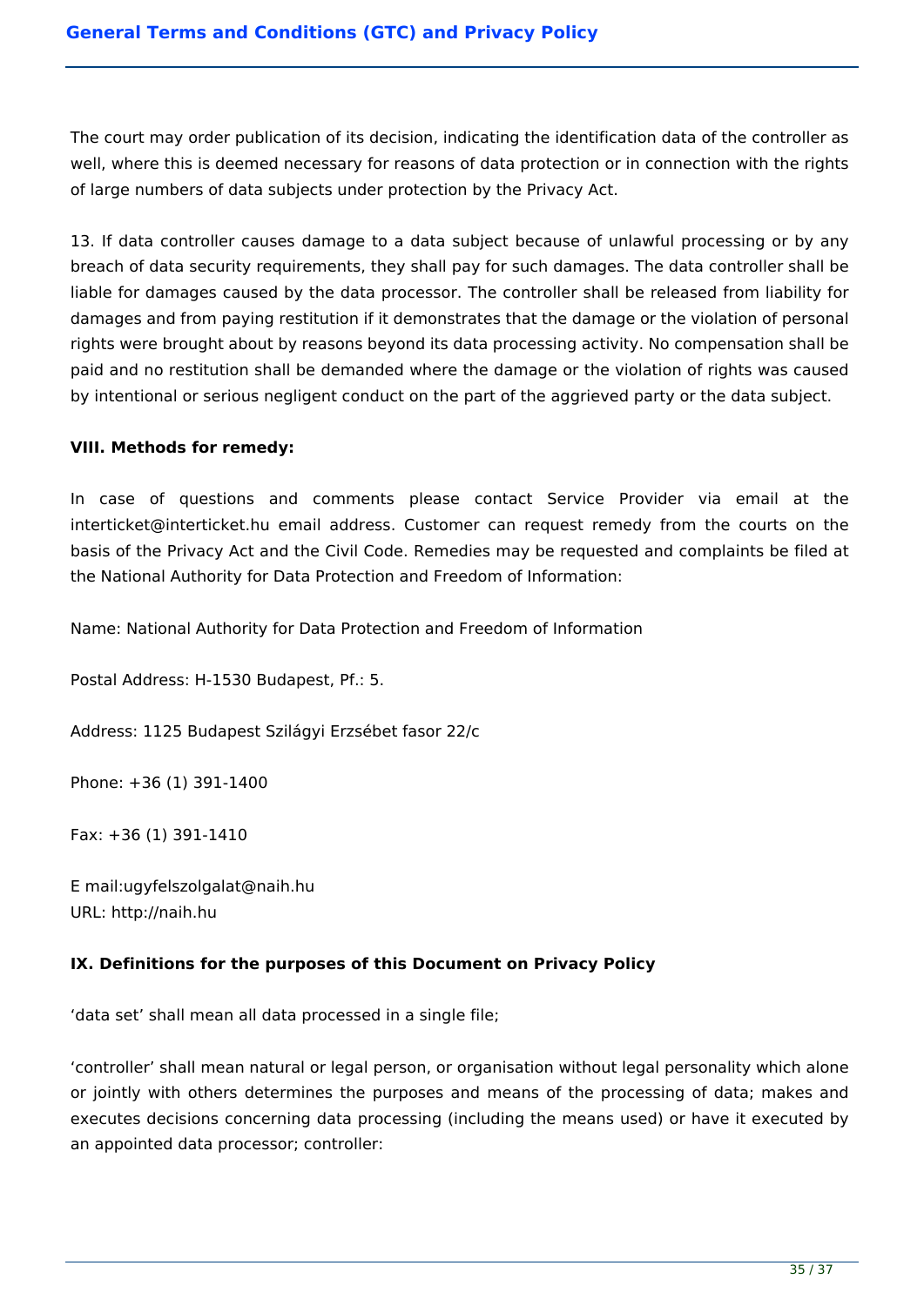The court may order publication of its decision, indicating the identification data of the controller as well, where this is deemed necessary for reasons of data protection or in connection with the rights of large numbers of data subjects under protection by the Privacy Act.

13. If data controller causes damage to a data subject because of unlawful processing or by any breach of data security requirements, they shall pay for such damages. The data controller shall be liable for damages caused by the data processor. The controller shall be released from liability for damages and from paying restitution if it demonstrates that the damage or the violation of personal rights were brought about by reasons beyond its data processing activity. No compensation shall be paid and no restitution shall be demanded where the damage or the violation of rights was caused by intentional or serious negligent conduct on the part of the aggrieved party or the data subject.

**VIII. Methods for remedy:**

In case of questions and comments please contact Service Provider via email at the interticket@interticket.hu email address. Customer can request remedy from the courts on the basis of the Privacy Act and the Civil Code. Remedies may be requested and complaints be filed at the National Authority for Data Protection and Freedom of Information:

Name: National Authority for Data Protection and Freedom of Information

Postal Address: H-1530 Budapest, Pf.: 5.

Address: 1125 Budapest Szilágyi Erzsébet fasor 22/c

Phone: +36 (1) 391-1400

Fax: +36 (1) 391-1410

E mail:ugyfelszolgalat@naih.hu
URL: http://naih.hu

**IX. Definitions for the purposes of this Document on Privacy Policy**

'data set' shall mean all data processed in a single file;

'controller' shall mean natural or legal person, or organisation without legal personality which alone or jointly with others determines the purposes and means of the processing of data; makes and executes decisions concerning data processing (including the means used) or have it executed by an appointed data processor; controller: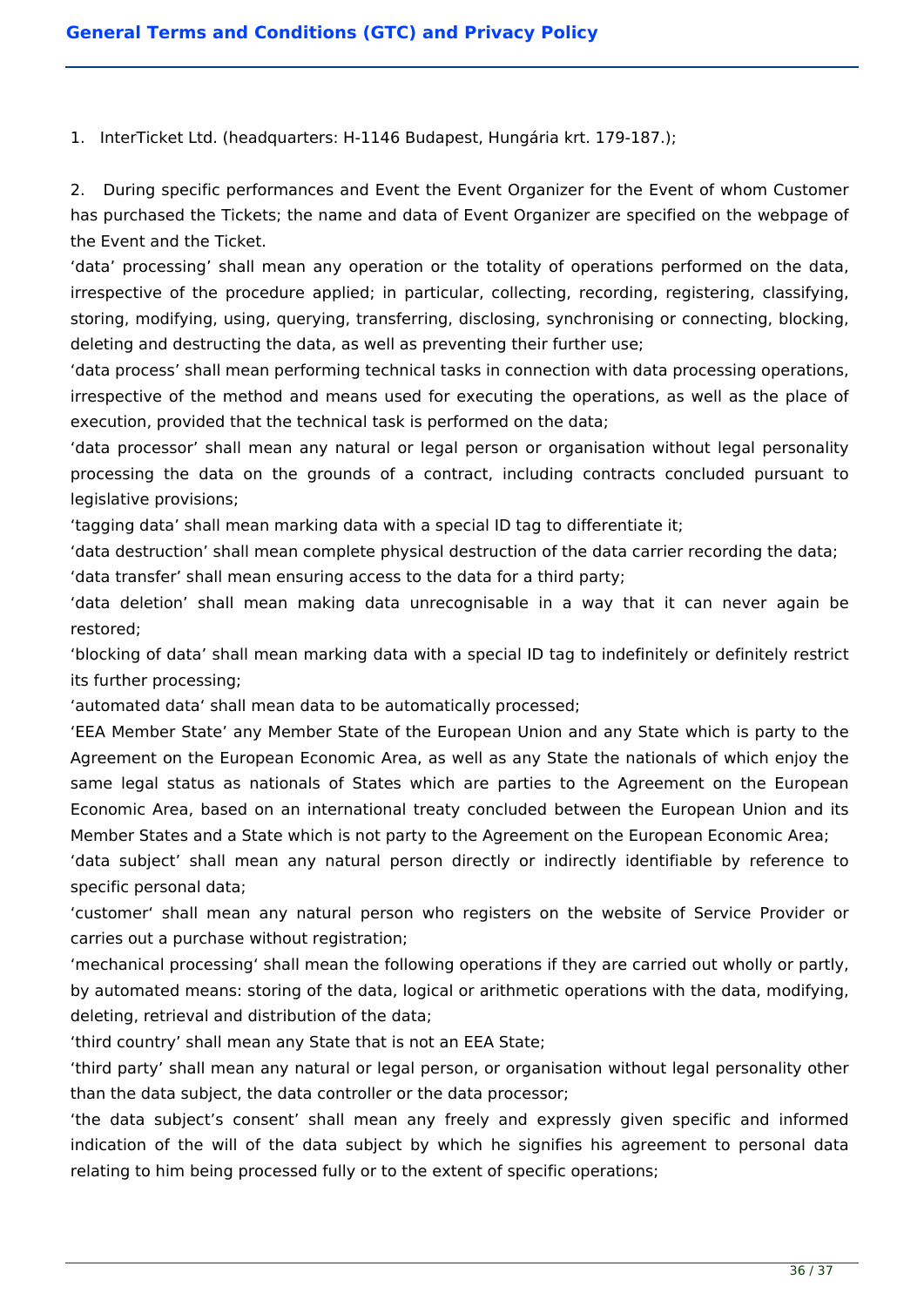1. InterTicket Ltd. (headquarters: H-1146 Budapest, Hungária krt. 179-187.);

2. During specific performances and Event the Event Organizer for the Event of whom Customer has purchased the Tickets; the name and data of Event Organizer are specified on the webpage of the Event and the Ticket.

'data' processing' shall mean any operation or the totality of operations performed on the data, irrespective of the procedure applied; in particular, collecting, recording, registering, classifying, storing, modifying, using, querying, transferring, disclosing, synchronising or connecting, blocking, deleting and destructing the data, as well as preventing their further use;

'data process' shall mean performing technical tasks in connection with data processing operations, irrespective of the method and means used for executing the operations, as well as the place of execution, provided that the technical task is performed on the data;

'data processor' shall mean any natural or legal person or organisation without legal personality processing the data on the grounds of a contract, including contracts concluded pursuant to legislative provisions;

'tagging data' shall mean marking data with a special ID tag to differentiate it;

'data destruction' shall mean complete physical destruction of the data carrier recording the data;

'data transfer' shall mean ensuring access to the data for a third party;

'data deletion' shall mean making data unrecognisable in a way that it can never again be restored;

'blocking of data' shall mean marking data with a special ID tag to indefinitely or definitely restrict its further processing;

'automated data' shall mean data to be automatically processed;

'EEA Member State' any Member State of the European Union and any State which is party to the Agreement on the European Economic Area, as well as any State the nationals of which enjoy the same legal status as nationals of States which are parties to the Agreement on the European Economic Area, based on an international treaty concluded between the European Union and its Member States and a State which is not party to the Agreement on the European Economic Area;

'data subject' shall mean any natural person directly or indirectly identifiable by reference to specific personal data;

'customer' shall mean any natural person who registers on the website of Service Provider or carries out a purchase without registration;

'mechanical processing' shall mean the following operations if they are carried out wholly or partly, by automated means: storing of the data, logical or arithmetic operations with the data, modifying, deleting, retrieval and distribution of the data;

'third country' shall mean any State that is not an EEA State;

'third party' shall mean any natural or legal person, or organisation without legal personality other than the data subject, the data controller or the data processor;

'the data subject's consent' shall mean any freely and expressly given specific and informed indication of the will of the data subject by which he signifies his agreement to personal data relating to him being processed fully or to the extent of specific operations;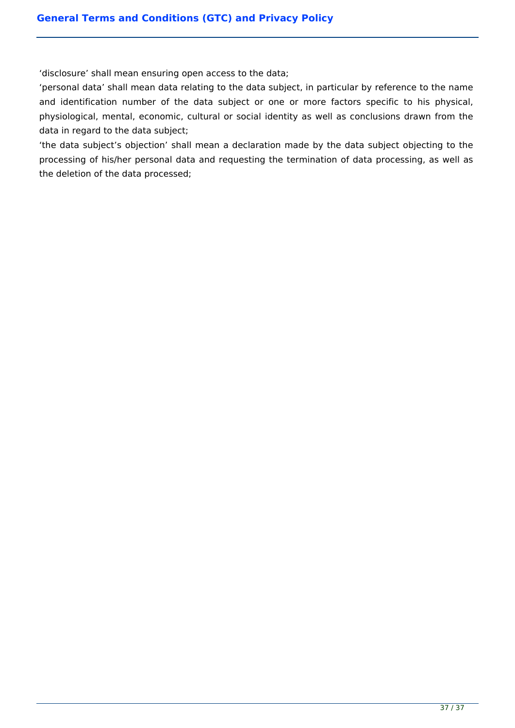‘disclosure’ shall mean ensuring open access to the data;

‘personal data’ shall mean data relating to the data subject, in particular by reference to the name and identification number of the data subject or one or more factors specific to his physical, physiological, mental, economic, cultural or social identity as well as conclusions drawn from the data in regard to the data subject;

‘the data subject’s objection’ shall mean a declaration made by the data subject objecting to the processing of his/her personal data and requesting the termination of data processing, as well as the deletion of the data processed;